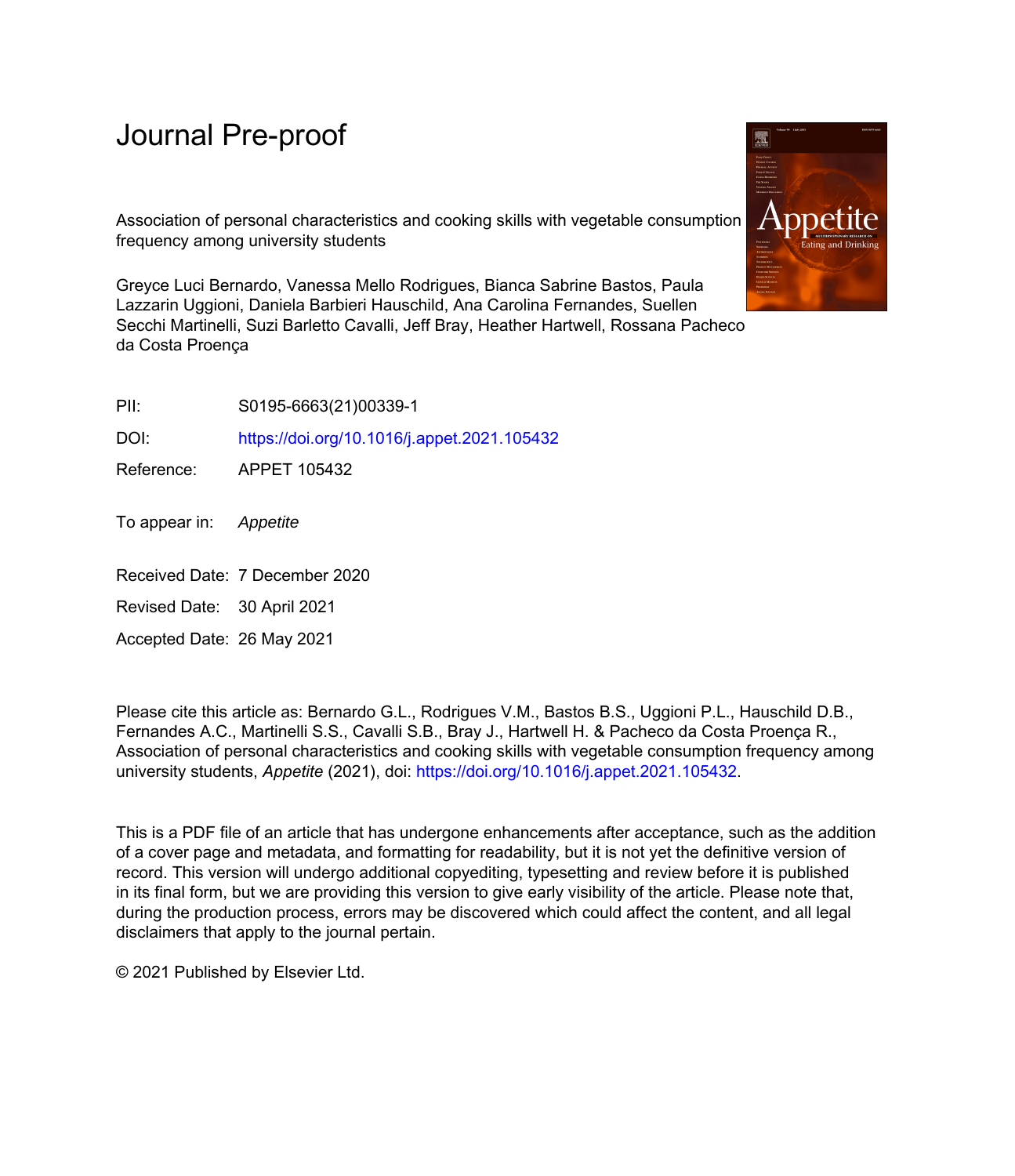# Journal Pre-proof

Association of personal characteristics and cooking skills with vegetable consumption frequency among university students

Greyce Luci Bernardo, Vanessa Mello Rodrigues, Bianca Sabrine Bastos, Paula Lazzarin Uggioni, Daniela Barbieri Hauschild, Ana Carolina Fernandes, Suellen Secchi Martinelli, Suzi Barletto Cavalli, Jeff Bray, Heather Hartwell, Rossana Pacheco da Costa Proença

PII: S0195-6663(21)00339-1

DOI: https://doi.org/10.1016/j.appet.2021.105432

Reference: APPET 105432

To appear in: *Appetite*

Received Date: 7 December 2020

Revised Date: 30 April 2021

Accepted Date: 26 May 2021

Please cite this article as: Bernardo G.L., Rodrigues V.M., Bastos B.S., Uggioni P.L., Hauschild D.B., Fernandes A.C., Martinelli S.S., Cavalli S.B., Bray J., Hartwell H. & Pacheco da Costa Proença R., Association of personal characteristics and cooking skills with vegetable consumption frequency among university students, *Appetite* (2021), doi: https://doi.org/10.1016/j.appet.2021.105432.

This is a PDF file of an article that has undergone enhancements after acceptance, such as the addition of a cover page and metadata, and formatting for readability, but it is not yet the definitive version of record. This version will undergo additional copyediting, typesetting and review before it is published in its final form, but we are providing this version to give early visibility of the article. Please note that, during the production process, errors may be discovered which could affect the content, and all legal disclaimers that apply to the journal pertain.

© 2021 Published by Elsevier Ltd.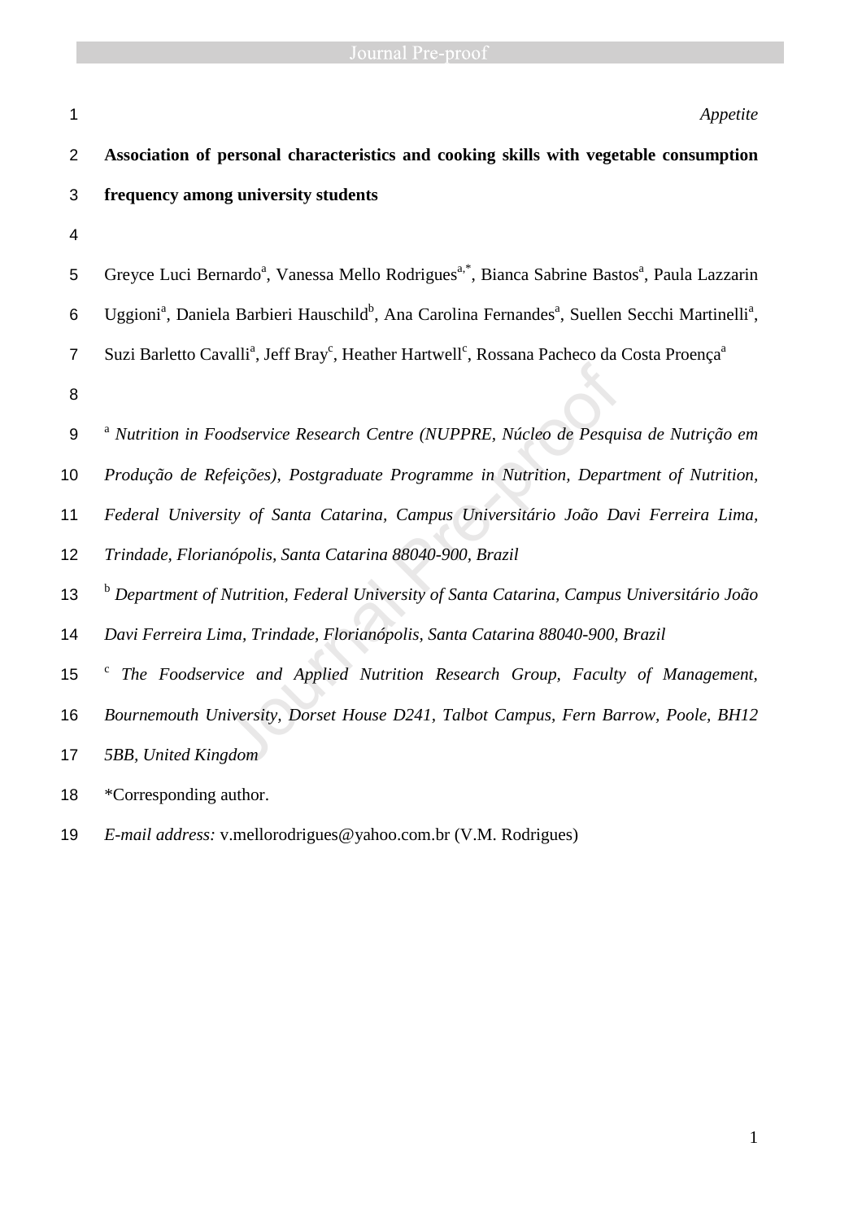*Appetite*

**Association of personal characteristics and cooking skills with vegetable consumption frequency among university students**

Greyce Luci Bernardo[a], Vanessa Mello Rodrigues[a,*], Bianca Sabrine Bastos[a], Paula Lazzarin Uggioni[a], Daniela Barbieri Hauschild[b], Ana Carolina Fernandes[a], Suellen Secchi Martinelli[a], Suzi Barletto Cavalli[a], Jeff Bray[c], Heather Hartwell[c], Rossana Pacheco da Costa Proença[a]

[a] *Nutrition in Foodservice Research Centre (NUPPRE, Núcleo de Pesquisa de Nutrição em Produção de Refeições), Postgraduate Programme in Nutrition, Department of Nutrition, Federal University of Santa Catarina, Campus Universitário João Davi Ferreira Lima, Trindade, Florianópolis, Santa Catarina 88040-900, Brazil*

[b] *Department of Nutrition, Federal University of Santa Catarina, Campus Universitário João Davi Ferreira Lima, Trindade, Florianópolis, Santa Catarina 88040-900, Brazil*

[c] *The Foodservice and Applied Nutrition Research Group, Faculty of Management, Bournemouth University, Dorset House D241, Talbot Campus, Fern Barrow, Poole, BH12 5BB, United Kingdom*

*Corresponding author.

*E-mail address:* v.mellorodrigues@yahoo.com.br (V.M. Rodrigues)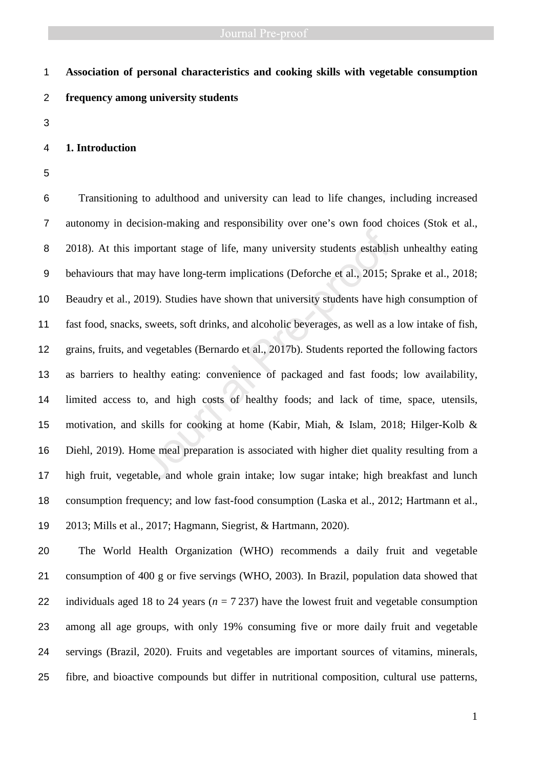**Association of personal characteristics and cooking skills with vegetable consumption frequency among university students**

## 1. Introduction

Transitioning to adulthood and university can lead to life changes, including increased autonomy in decision-making and responsibility over one's own food choices (Stok et al., 2018). At this important stage of life, many university students establish unhealthy eating behaviours that may have long-term implications (Deforche et al., 2015; Sprake et al., 2018; Beaudry et al., 2019). Studies have shown that university students have high consumption of fast food, snacks, sweets, soft drinks, and alcoholic beverages, as well as a low intake of fish, grains, fruits, and vegetables (Bernardo et al., 2017b). Students reported the following factors as barriers to healthy eating: convenience of packaged and fast foods; low availability, limited access to, and high costs of healthy foods; and lack of time, space, utensils, motivation, and skills for cooking at home (Kabir, Miah, & Islam, 2018; Hilger-Kolb & Diehl, 2019). Home meal preparation is associated with higher diet quality resulting from a high fruit, vegetable, and whole grain intake; low sugar intake; high breakfast and lunch consumption frequency; and low fast-food consumption (Laska et al., 2012; Hartmann et al., 2013; Mills et al., 2017; Hagmann, Siegrist, & Hartmann, 2020).

The World Health Organization (WHO) recommends a daily fruit and vegetable consumption of 400 g or five servings (WHO, 2003). In Brazil, population data showed that individuals aged 18 to 24 years (*n* = 7 237) have the lowest fruit and vegetable consumption among all age groups, with only 19% consuming five or more daily fruit and vegetable servings (Brazil, 2020). Fruits and vegetables are important sources of vitamins, minerals, fibre, and bioactive compounds but differ in nutritional composition, cultural use patterns,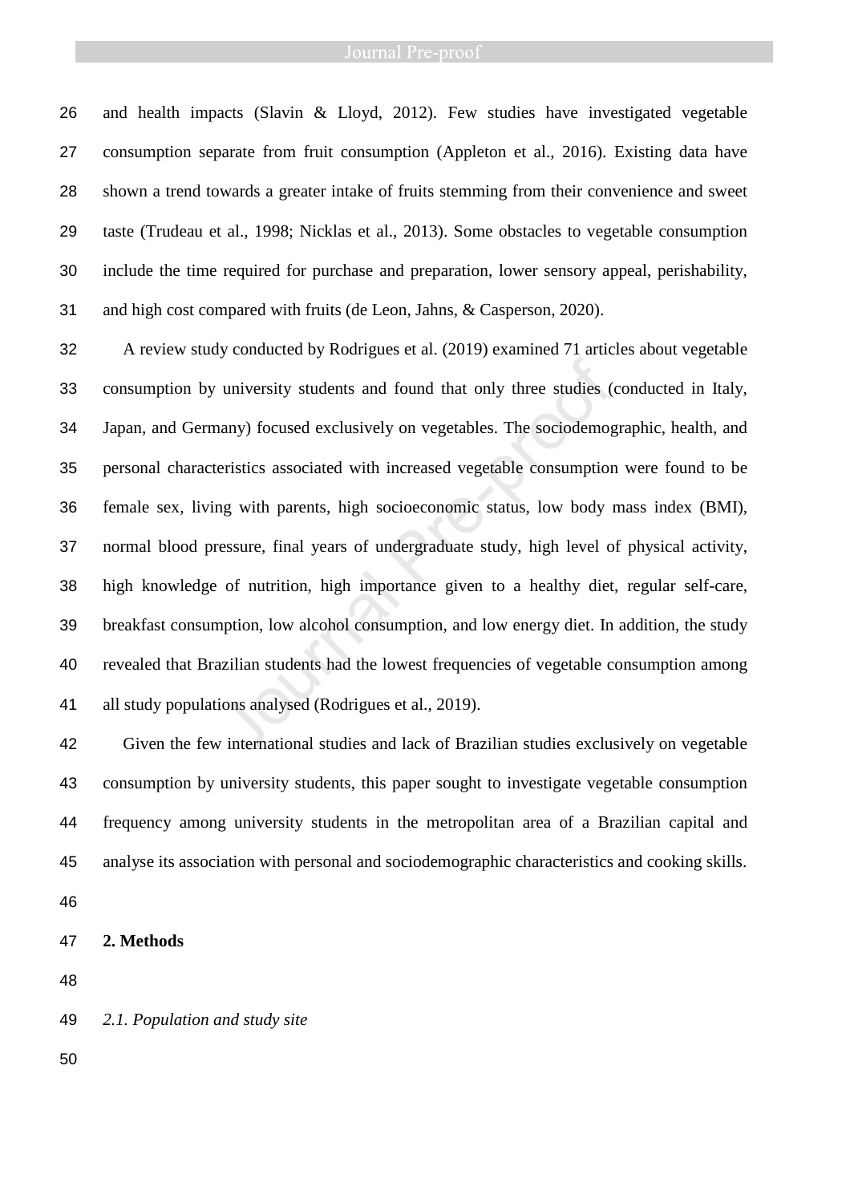and health impacts (Slavin & Lloyd, 2012). Few studies have investigated vegetable consumption separate from fruit consumption (Appleton et al., 2016). Existing data have shown a trend towards a greater intake of fruits stemming from their convenience and sweet taste (Trudeau et al., 1998; Nicklas et al., 2013). Some obstacles to vegetable consumption include the time required for purchase and preparation, lower sensory appeal, perishability, and high cost compared with fruits (de Leon, Jahns, & Casperson, 2020).

A review study conducted by Rodrigues et al. (2019) examined 71 articles about vegetable consumption by university students and found that only three studies (conducted in Italy, Japan, and Germany) focused exclusively on vegetables. The sociodemographic, health, and personal characteristics associated with increased vegetable consumption were found to be female sex, living with parents, high socioeconomic status, low body mass index (BMI), normal blood pressure, final years of undergraduate study, high level of physical activity, high knowledge of nutrition, high importance given to a healthy diet, regular self-care, breakfast consumption, low alcohol consumption, and low energy diet. In addition, the study revealed that Brazilian students had the lowest frequencies of vegetable consumption among all study populations analysed (Rodrigues et al., 2019).

Given the few international studies and lack of Brazilian studies exclusively on vegetable consumption by university students, this paper sought to investigate vegetable consumption frequency among university students in the metropolitan area of a Brazilian capital and analyse its association with personal and sociodemographic characteristics and cooking skills.

## 2. Methods

### *2.1. Population and study site*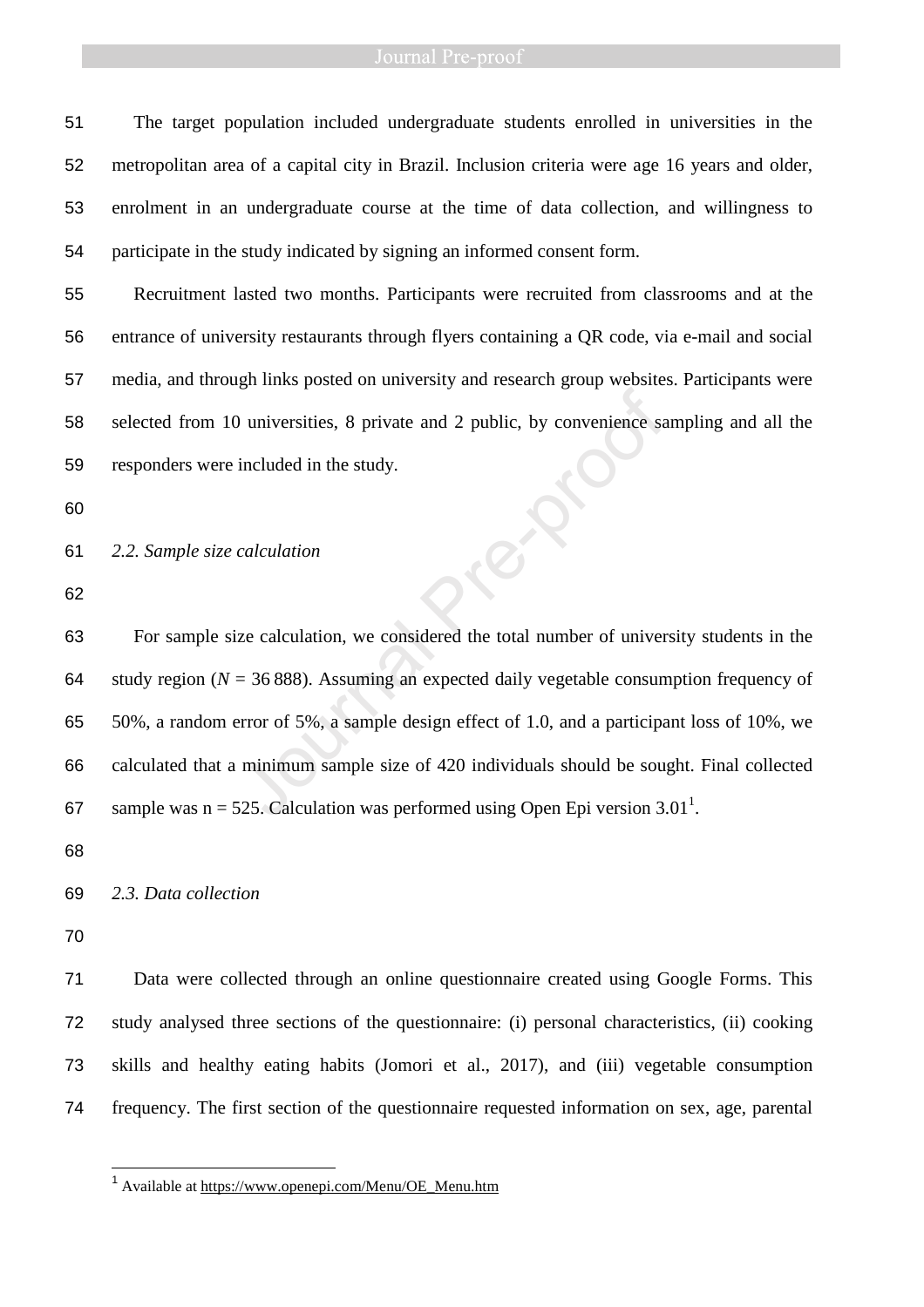The target population included undergraduate students enrolled in universities in the metropolitan area of a capital city in Brazil. Inclusion criteria were age 16 years and older, enrolment in an undergraduate course at the time of data collection, and willingness to participate in the study indicated by signing an informed consent form.

Recruitment lasted two months. Participants were recruited from classrooms and at the entrance of university restaurants through flyers containing a QR code, via e-mail and social media, and through links posted on university and research group websites. Participants were selected from 10 universities, 8 private and 2 public, by convenience sampling and all the responders were included in the study.

### *2.2. Sample size calculation*

For sample size calculation, we considered the total number of university students in the study region ($N$ = 36 888). Assuming an expected daily vegetable consumption frequency of 50%, a random error of 5%, a sample design effect of 1.0, and a participant loss of 10%, we calculated that a minimum sample size of 420 individuals should be sought. Final collected sample was n = 525. Calculation was performed using Open Epi version 3.01[1].

### *2.3. Data collection*

Data were collected through an online questionnaire created using Google Forms. This study analysed three sections of the questionnaire: (i) personal characteristics, (ii) cooking skills and healthy eating habits (Jomori et al., 2017), and (iii) vegetable consumption frequency. The first section of the questionnaire requested information on sex, age, parental

[1] Available at https://www.openepi.com/Menu/OE_Menu.htm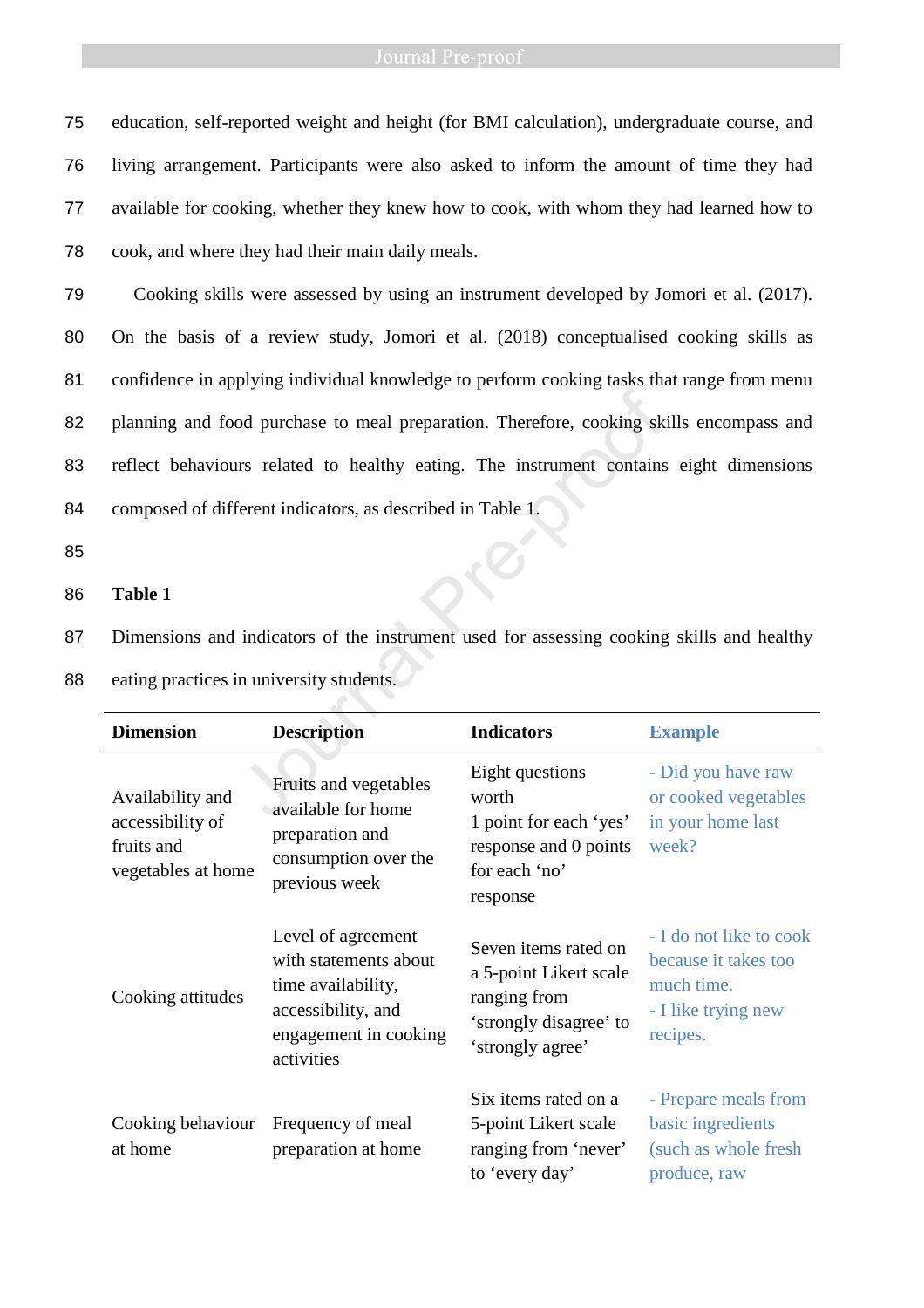education, self-reported weight and height (for BMI calculation), undergraduate course, and living arrangement. Participants were also asked to inform the amount of time they had available for cooking, whether they knew how to cook, with whom they had learned how to cook, and where they had their main daily meals.

Cooking skills were assessed by using an instrument developed by Jomori et al. (2017). On the basis of a review study, Jomori et al. (2018) conceptualised cooking skills as confidence in applying individual knowledge to perform cooking tasks that range from menu planning and food purchase to meal preparation. Therefore, cooking skills encompass and reflect behaviours related to healthy eating. The instrument contains eight dimensions composed of different indicators, as described in Table 1.

**Table 1**

Dimensions and indicators of the instrument used for assessing cooking skills and healthy eating practices in university students.

| Dimension | Description | Indicators | Example |
|---|---|---|---|
| Availability and accessibility of fruits and vegetables at home | Fruits and vegetables available for home preparation and consumption over the previous week | Eight questions worth 1 point for each 'yes' response and 0 points for each 'no' response | - Did you have raw or cooked vegetables in your home last week? |
| Cooking attitudes | Level of agreement with statements about time availability, accessibility, and engagement in cooking activities | Seven items rated on a 5-point Likert scale ranging from 'strongly disagree' to 'strongly agree' | - I do not like to cook because it takes too much time. - I like trying new recipes. |
| Cooking behaviour at home | Frequency of meal preparation at home | Six items rated on a 5-point Likert scale ranging from 'never' to 'every day' | - Prepare meals from basic ingredients (such as whole fresh produce, raw |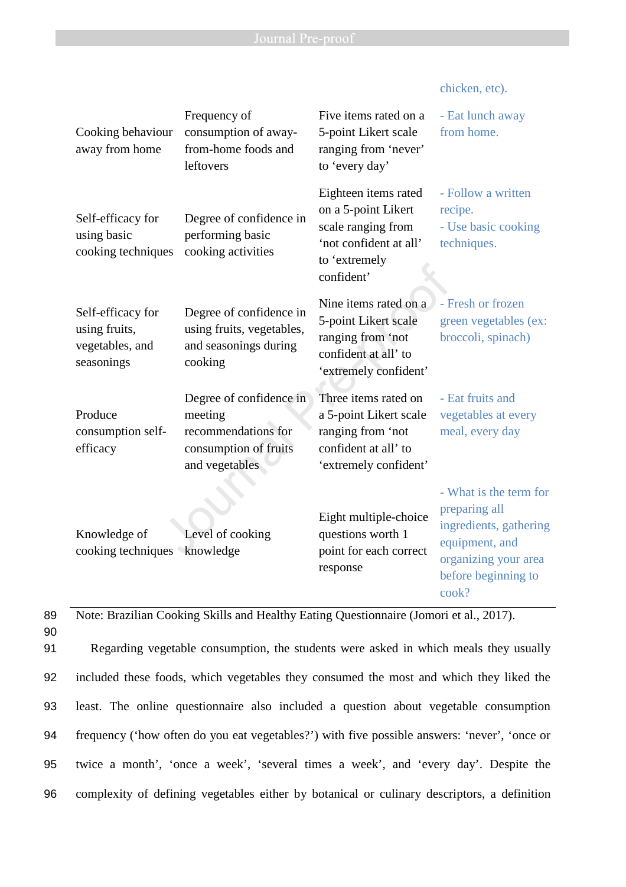| | | | chicken, etc). |
|---|---|---|---|
| Cooking behaviour away from home | Frequency of consumption of away-from-home foods and leftovers | Five items rated on a 5-point Likert scale ranging from 'never' to 'every day' | - Eat lunch away from home. |
| Self-efficacy for using basic cooking techniques | Degree of confidence in performing basic cooking activities | Eighteen items rated on a 5-point Likert scale ranging from 'not confident at all' to 'extremely confident' | - Follow a written recipe.<br>- Use basic cooking techniques. |
| Self-efficacy for using fruits, vegetables, and seasonings | Degree of confidence in using fruits, vegetables, and seasonings during cooking | Nine items rated on a 5-point Likert scale ranging from 'not confident at all' to 'extremely confident' | - Fresh or frozen green vegetables (ex: broccoli, spinach) |
| Produce consumption self-efficacy | Degree of confidence in meeting recommendations for consumption of fruits and vegetables | Three items rated on a 5-point Likert scale ranging from 'not confident at all' to 'extremely confident' | - Eat fruits and vegetables at every meal, every day |
| Knowledge of cooking techniques | Level of cooking knowledge | Eight multiple-choice questions worth 1 point for each correct response | - What is the term for preparing all ingredients, gathering equipment, and organizing your area before beginning to cook? |

89 Note: Brazilian Cooking Skills and Healthy Eating Questionnaire (Jomori et al., 2017).

90

91 Regarding vegetable consumption, the students were asked in which meals they usually
92 included these foods, which vegetables they consumed the most and which they liked the
93 least. The online questionnaire also included a question about vegetable consumption
94 frequency ('how often do you eat vegetables?') with five possible answers: 'never', 'once or
95 twice a month', 'once a week', 'several times a week', and 'every day'. Despite the
96 complexity of defining vegetables either by botanical or culinary descriptors, a definition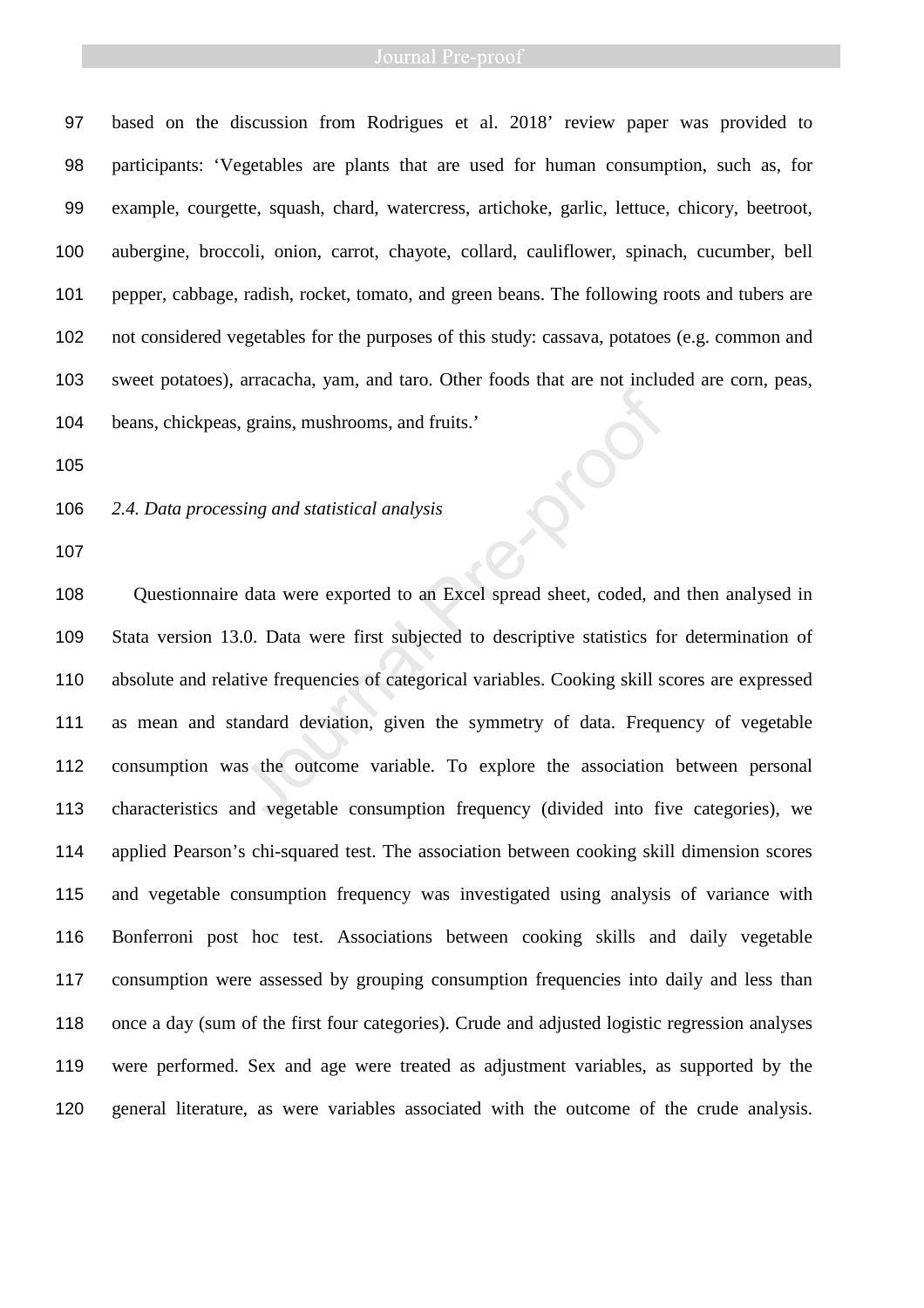based on the discussion from Rodrigues et al. 2018' review paper was provided to participants: 'Vegetables are plants that are used for human consumption, such as, for example, courgette, squash, chard, watercress, artichoke, garlic, lettuce, chicory, beetroot, aubergine, broccoli, onion, carrot, chayote, collard, cauliflower, spinach, cucumber, bell pepper, cabbage, radish, rocket, tomato, and green beans. The following roots and tubers are not considered vegetables for the purposes of this study: cassava, potatoes (e.g. common and sweet potatoes), arracacha, yam, and taro. Other foods that are not included are corn, peas, beans, chickpeas, grains, mushrooms, and fruits.'

*2.4. Data processing and statistical analysis*

Questionnaire data were exported to an Excel spread sheet, coded, and then analysed in Stata version 13.0. Data were first subjected to descriptive statistics for determination of absolute and relative frequencies of categorical variables. Cooking skill scores are expressed as mean and standard deviation, given the symmetry of data. Frequency of vegetable consumption was the outcome variable. To explore the association between personal characteristics and vegetable consumption frequency (divided into five categories), we applied Pearson's chi-squared test. The association between cooking skill dimension scores and vegetable consumption frequency was investigated using analysis of variance with Bonferroni post hoc test. Associations between cooking skills and daily vegetable consumption were assessed by grouping consumption frequencies into daily and less than once a day (sum of the first four categories). Crude and adjusted logistic regression analyses were performed. Sex and age were treated as adjustment variables, as supported by the general literature, as were variables associated with the outcome of the crude analysis.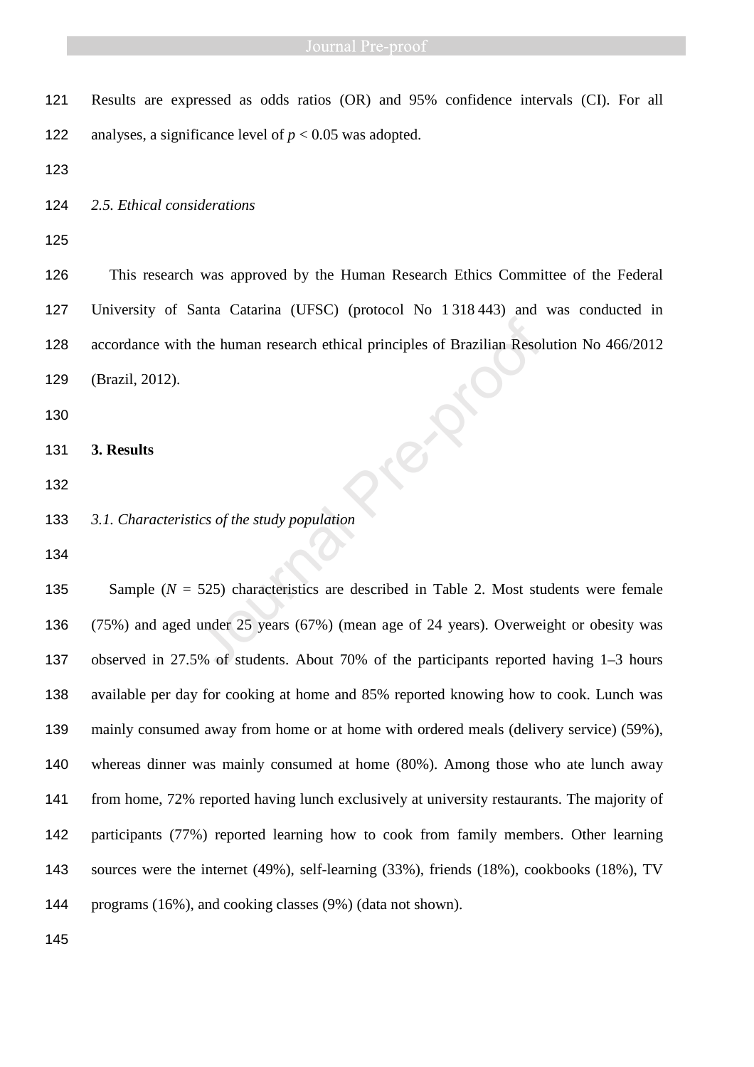Results are expressed as odds ratios (OR) and 95% confidence intervals (CI). For all analyses, a significance level of $p < 0.05$ was adopted.

*2.5. Ethical considerations*

This research was approved by the Human Research Ethics Committee of the Federal University of Santa Catarina (UFSC) (protocol No 1 318 443) and was conducted in accordance with the human research ethical principles of Brazilian Resolution No 466/2012 (Brazil, 2012).

## 3. Results

*3.1. Characteristics of the study population*

Sample ($N$ = 525) characteristics are described in Table 2. Most students were female (75%) and aged under 25 years (67%) (mean age of 24 years). Overweight or obesity was observed in 27.5% of students. About 70% of the participants reported having 1–3 hours available per day for cooking at home and 85% reported knowing how to cook. Lunch was mainly consumed away from home or at home with ordered meals (delivery service) (59%), whereas dinner was mainly consumed at home (80%). Among those who ate lunch away from home, 72% reported having lunch exclusively at university restaurants. The majority of participants (77%) reported learning how to cook from family members. Other learning sources were the internet (49%), self-learning (33%), friends (18%), cookbooks (18%), TV programs (16%), and cooking classes (9%) (data not shown).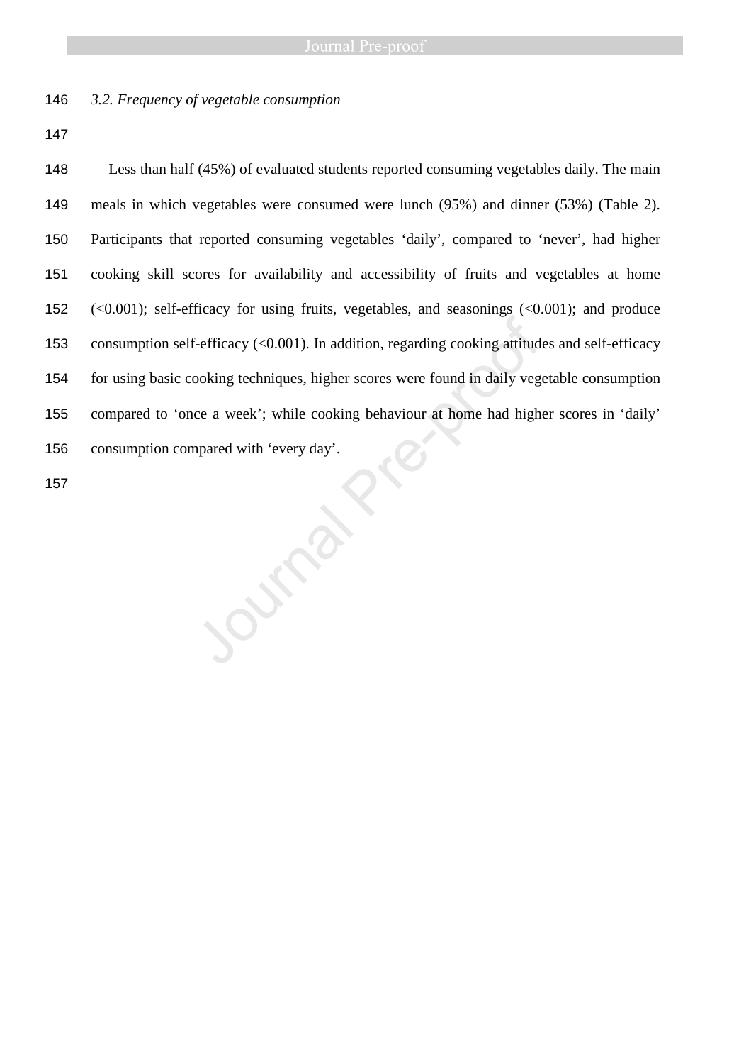*3.2. Frequency of vegetable consumption*

Less than half (45%) of evaluated students reported consuming vegetables daily. The main meals in which vegetables were consumed were lunch (95%) and dinner (53%) (Table 2). Participants that reported consuming vegetables 'daily', compared to 'never', had higher cooking skill scores for availability and accessibility of fruits and vegetables at home (<0.001); self-efficacy for using fruits, vegetables, and seasonings (<0.001); and produce consumption self-efficacy (<0.001). In addition, regarding cooking attitudes and self-efficacy for using basic cooking techniques, higher scores were found in daily vegetable consumption compared to 'once a week'; while cooking behaviour at home had higher scores in 'daily' consumption compared with 'every day'.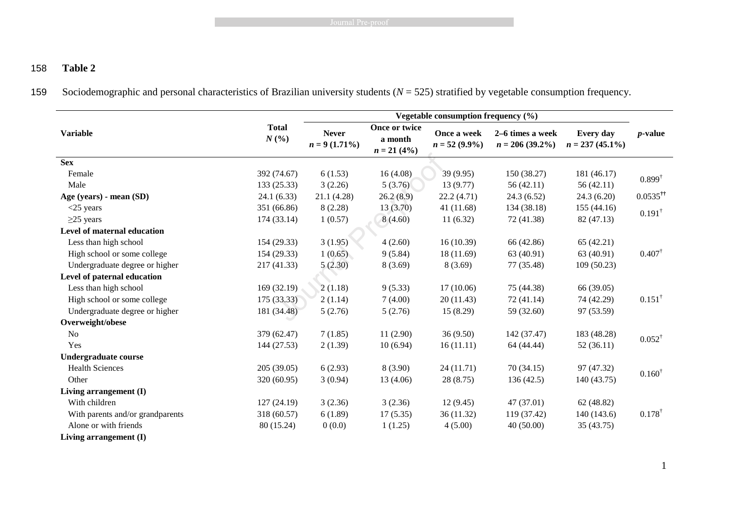**Table 2**

Sociodemographic and personal characteristics of Brazilian university students ($N$ = 525) stratified by vegetable consumption frequency.

| Variable | Total $N$ (%) | Vegetable consumption frequency (%) | | | | | $p$-value |
|---|---|---|---|---|---|---|---|
| | | Never $n$ = 9 (1.71%) | Once or twice a month $n$ = 21 (4%) | Once a week $n$ = 52 (9.9%) | 2–6 times a week $n$ = 206 (39.2%) | Every day $n$ = 237 (45.1%) | |
| **Sex** | | | | | | | |
| Female | 392 (74.67) | 6 (1.53) | 16 (4.08) | 39 (9.95) | 150 (38.27) | 181 (46.17) | 0.899$^{\dagger}$ |
| Male | 133 (25.33) | 3 (2.26) | 5 (3.76) | 13 (9.77) | 56 (42.11) | 56 (42.11) | |
| **Age (years) - mean (SD)** | 24.1 (6.33) | 21.1 (4.28) | 26.2 (8.9) | 22.2 (4.71) | 24.3 (6.52) | 24.3 (6.20) | 0.0535$^{\dagger\dagger}$ |
| <25 years | 351 (66.86) | 8 (2.28) | 13 (3.70) | 41 (11.68) | 134 (38.18) | 155 (44.16) | 0.191$^{\dagger}$ |
| ≥25 years | 174 (33.14) | 1 (0.57) | 8 (4.60) | 11 (6.32) | 72 (41.38) | 82 (47.13) | |
| **Level of maternal education** | | | | | | | |
| Less than high school | 154 (29.33) | 3 (1.95) | 4 (2.60) | 16 (10.39) | 66 (42.86) | 65 (42.21) | |
| High school or some college | 154 (29.33) | 1 (0.65) | 9 (5.84) | 18 (11.69) | 63 (40.91) | 63 (40.91) | 0.407$^{\dagger}$ |
| Undergraduate degree or higher | 217 (41.33) | 5 (2.30) | 8 (3.69) | 8 (3.69) | 77 (35.48) | 109 (50.23) | |
| **Level of paternal education** | | | | | | | |
| Less than high school | 169 (32.19) | 2 (1.18) | 9 (5.33) | 17 (10.06) | 75 (44.38) | 66 (39.05) | |
| High school or some college | 175 (33.33) | 2 (1.14) | 7 (4.00) | 20 (11.43) | 72 (41.14) | 74 (42.29) | 0.151$^{\dagger}$ |
| Undergraduate degree or higher | 181 (34.48) | 5 (2.76) | 5 (2.76) | 15 (8.29) | 59 (32.60) | 97 (53.59) | |
| **Overweight/obese** | | | | | | | |
| No | 379 (62.47) | 7 (1.85) | 11 (2.90) | 36 (9.50) | 142 (37.47) | 183 (48.28) | 0.052$^{\dagger}$ |
| Yes | 144 (27.53) | 2 (1.39) | 10 (6.94) | 16 (11.11) | 64 (44.44) | 52 (36.11) | |
| **Undergraduate course** | | | | | | | |
| Health Sciences | 205 (39.05) | 6 (2.93) | 8 (3.90) | 24 (11.71) | 70 (34.15) | 97 (47.32) | 0.160$^{\dagger}$ |
| Other | 320 (60.95) | 3 (0.94) | 13 (4.06) | 28 (8.75) | 136 (42.5) | 140 (43.75) | |
| **Living arrangement (I)** | | | | | | | |
| With children | 127 (24.19) | 3 (2.36) | 3 (2.36) | 12 (9.45) | 47 (37.01) | 62 (48.82) | |
| With parents and/or grandparents | 318 (60.57) | 6 (1.89) | 17 (5.35) | 36 (11.32) | 119 (37.42) | 140 (143.6) | 0.178$^{\dagger}$ |
| Alone or with friends | 80 (15.24) | 0 (0.0) | 1 (1.25) | 4 (5.00) | 40 (50.00) | 35 (43.75) | |
| **Living arrangement (I)** | | | | | | | |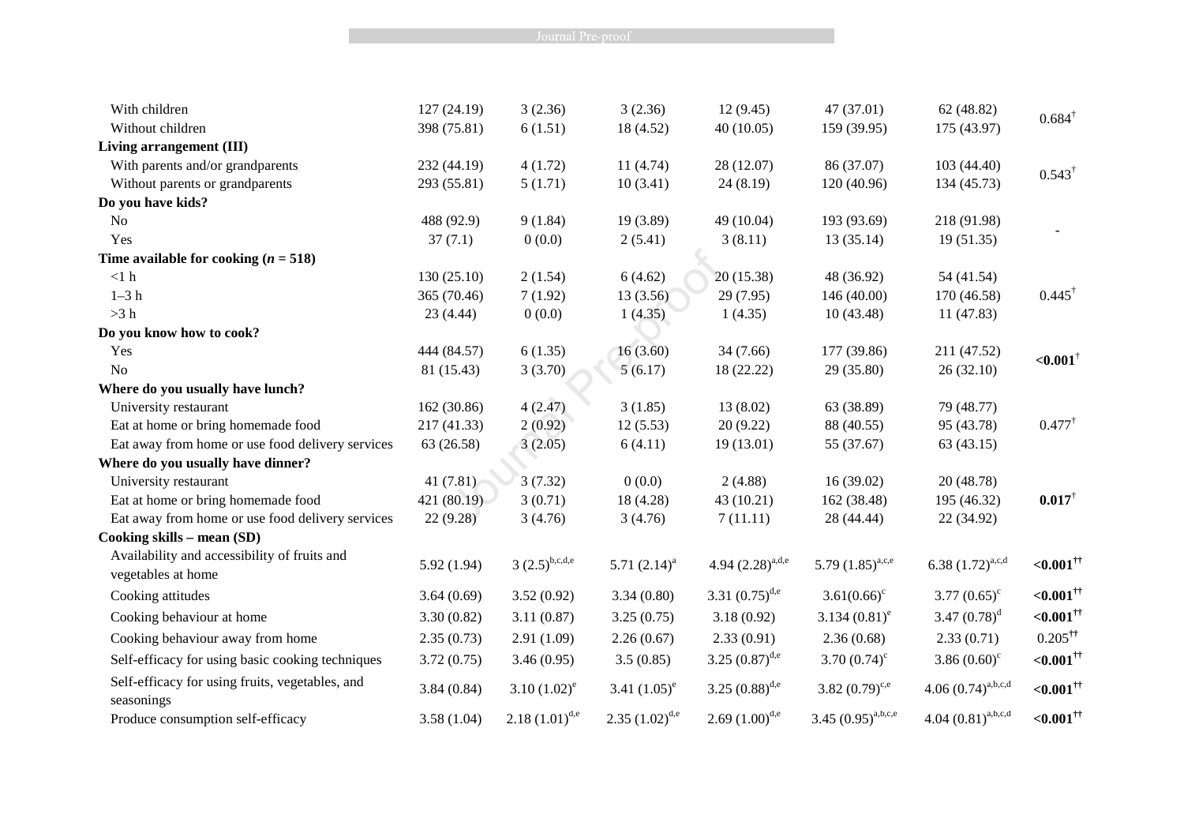| | | | | | | | |
|---|---|---|---|---|---|---|---|
| With children | 127 (24.19) | 3 (2.36) | 3 (2.36) | 12 (9.45) | 47 (37.01) | 62 (48.82) | 0.684[†] |
| Without children | 398 (75.81) | 6 (1.51) | 18 (4.52) | 40 (10.05) | 159 (39.95) | 175 (43.97) | |
| **Living arrangement (III)** | | | | | | | |
| With parents and/or grandparents | 232 (44.19) | 4 (1.72) | 11 (4.74) | 28 (12.07) | 86 (37.07) | 103 (44.40) | 0.543[†] |
| Without parents or grandparents | 293 (55.81) | 5 (1.71) | 10 (3.41) | 24 (8.19) | 120 (40.96) | 134 (45.73) | |
| **Do you have kids?** | | | | | | | |
| No | 488 (92.9) | 9 (1.84) | 19 (3.89) | 49 (10.04) | 193 (93.69) | 218 (91.98) | - |
| Yes | 37 (7.1) | 0 (0.0) | 2 (5.41) | 3 (8.11) | 13 (35.14) | 19 (51.35) | |
| **Time available for cooking (*n* = 518)** | | | | | | | |
| <1 h | 130 (25.10) | 2 (1.54) | 6 (4.62) | 20 (15.38) | 48 (36.92) | 54 (41.54) | |
| 1–3 h | 365 (70.46) | 7 (1.92) | 13 (3.56) | 29 (7.95) | 146 (40.00) | 170 (46.58) | 0.445[†] |
| >3 h | 23 (4.44) | 0 (0.0) | 1 (4.35) | 1 (4.35) | 10 (43.48) | 11 (47.83) | |
| **Do you know how to cook?** | | | | | | | |
| Yes | 444 (84.57) | 6 (1.35) | 16 (3.60) | 34 (7.66) | 177 (39.86) | 211 (47.52) | **<0.001**[†] |
| No | 81 (15.43) | 3 (3.70) | 5 (6.17) | 18 (22.22) | 29 (35.80) | 26 (32.10) | |
| **Where do you usually have lunch?** | | | | | | | |
| University restaurant | 162 (30.86) | 4 (2.47) | 3 (1.85) | 13 (8.02) | 63 (38.89) | 79 (48.77) | |
| Eat at home or bring homemade food | 217 (41.33) | 2 (0.92) | 12 (5.53) | 20 (9.22) | 88 (40.55) | 95 (43.78) | 0.477[†] |
| Eat away from home or use food delivery services | 63 (26.58) | 3 (2.05) | 6 (4.11) | 19 (13.01) | 55 (37.67) | 63 (43.15) | |
| **Where do you usually have dinner?** | | | | | | | |
| University restaurant | 41 (7.81) | 3 (7.32) | 0 (0.0) | 2 (4.88) | 16 (39.02) | 20 (48.78) | |
| Eat at home or bring homemade food | 421 (80.19) | 3 (0.71) | 18 (4.28) | 43 (10.21) | 162 (38.48) | 195 (46.32) | **0.017**[†] |
| Eat away from home or use food delivery services | 22 (9.28) | 3 (4.76) | 3 (4.76) | 7 (11.11) | 28 (44.44) | 22 (34.92) | |
| **Cooking skills – mean (SD)** | | | | | | | |
| Availability and accessibility of fruits and vegetables at home | 5.92 (1.94) | 3 (2.5)[b,c,d,e] | 5.71 (2.14)[a] | 4.94 (2.28)[a,d,e] | 5.79 (1.85)[a,c,e] | 6.38 (1.72)[a,c,d] | **<0.001**[††] |
| Cooking attitudes | 3.64 (0.69) | 3.52 (0.92) | 3.34 (0.80) | 3.31 (0.75)[d,e] | 3.61(0.66)[c] | 3.77 (0.65)[c] | **<0.001**[††] |
| Cooking behaviour at home | 3.30 (0.82) | 3.11 (0.87) | 3.25 (0.75) | 3.18 (0.92) | 3.134 (0.81)[e] | 3.47 (0.78)[d] | **<0.001**[††] |
| Cooking behaviour away from home | 2.35 (0.73) | 2.91 (1.09) | 2.26 (0.67) | 2.33 (0.91) | 2.36 (0.68) | 2.33 (0.71) | 0.205[††] |
| Self-efficacy for using basic cooking techniques | 3.72 (0.75) | 3.46 (0.95) | 3.5 (0.85) | 3.25 (0.87)[d,e] | 3.70 (0.74)[c] | 3.86 (0.60)[c] | **<0.001**[††] |
| Self-efficacy for using fruits, vegetables, and seasonings | 3.84 (0.84) | 3.10 (1.02)[e] | 3.41 (1.05)[e] | 3.25 (0.88)[d,e] | 3.82 (0.79)[c,e] | 4.06 (0.74)[a,b,c,d] | **<0.001**[††] |
| Produce consumption self-efficacy | 3.58 (1.04) | 2.18 (1.01)[d,e] | 2.35 (1.02)[d,e] | 2.69 (1.00)[d,e] | 3.45 (0.95)[a,b,c,e] | 4.04 (0.81)[a,b,c,d] | **<0.001**[††] |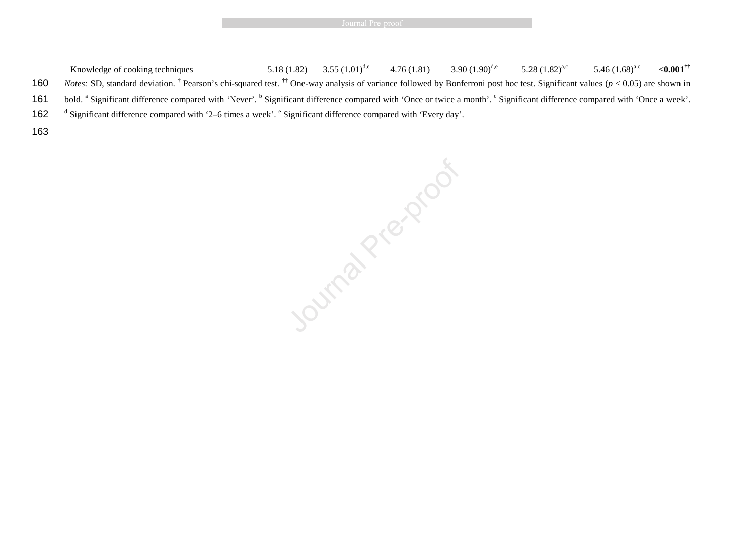| | | | | | | | |
|---|---|---|---|---|---|---|---|
| Knowledge of cooking techniques | 5.18 (1.82) | 3.55 (1.01)[d,e] | 4.76 (1.81) | 3.90 (1.90)[d,e] | 5.28 (1.82)[a,c] | 5.46 (1.68)[a,c] | **<0.001**[††] |

*Notes:* SD, standard deviation. [†] Pearson's chi-squared test. [††] One-way analysis of variance followed by Bonferroni post hoc test. Significant values ($p < 0.05$) are shown in bold. [a] Significant difference compared with 'Never'. [b] Significant difference compared with 'Once or twice a month'. [c] Significant difference compared with 'Once a week'. [d] Significant difference compared with '2–6 times a week'. [e] Significant difference compared with 'Every day'.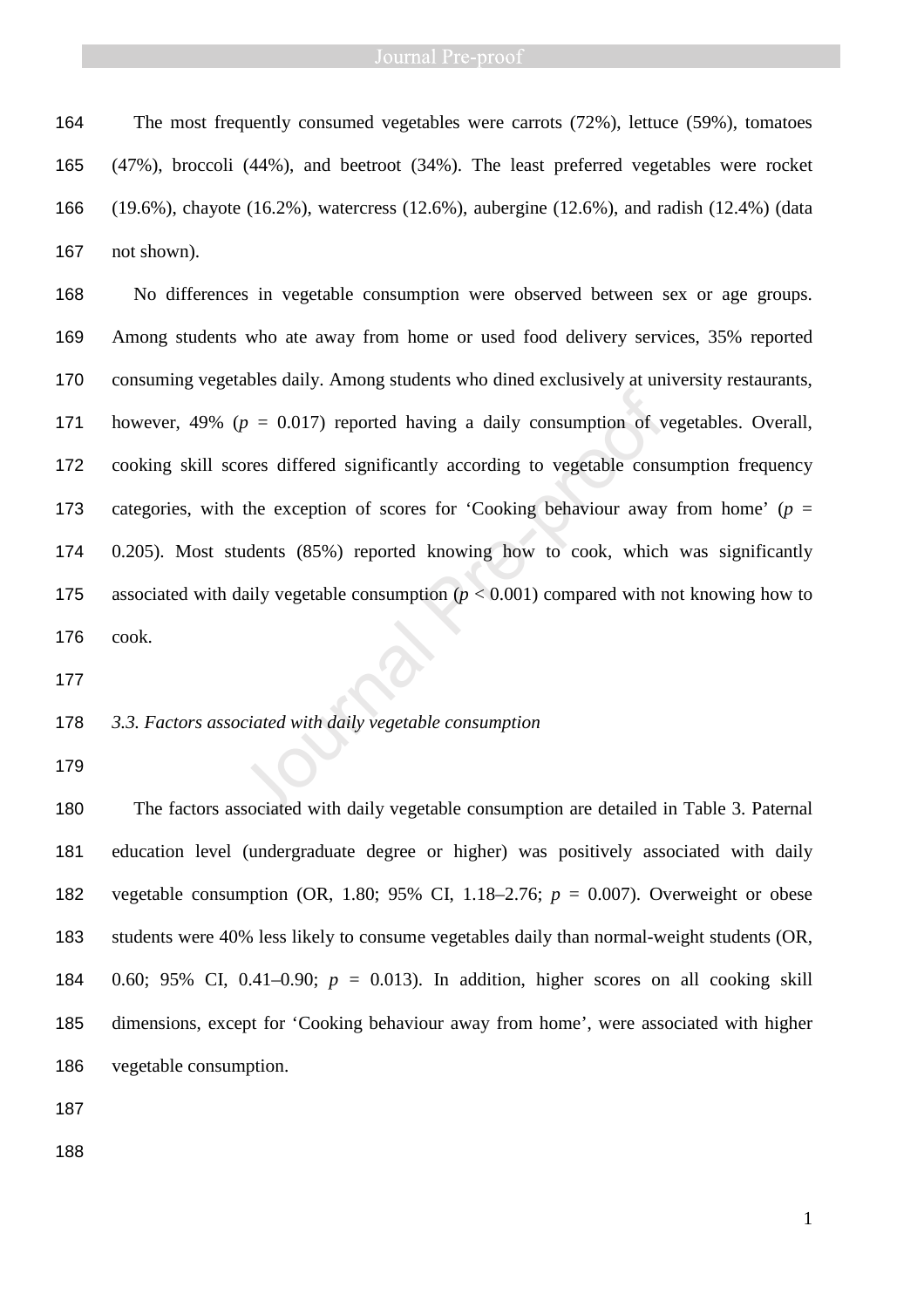The most frequently consumed vegetables were carrots (72%), lettuce (59%), tomatoes (47%), broccoli (44%), and beetroot (34%). The least preferred vegetables were rocket (19.6%), chayote (16.2%), watercress (12.6%), aubergine (12.6%), and radish (12.4%) (data not shown).

No differences in vegetable consumption were observed between sex or age groups. Among students who ate away from home or used food delivery services, 35% reported consuming vegetables daily. Among students who dined exclusively at university restaurants, however, 49% ($p$ = 0.017) reported having a daily consumption of vegetables. Overall, cooking skill scores differed significantly according to vegetable consumption frequency categories, with the exception of scores for 'Cooking behaviour away from home' ($p$ = 0.205). Most students (85%) reported knowing how to cook, which was significantly associated with daily vegetable consumption ($p < 0.001$) compared with not knowing how to cook.

### *3.3. Factors associated with daily vegetable consumption*

The factors associated with daily vegetable consumption are detailed in Table 3. Paternal education level (undergraduate degree or higher) was positively associated with daily vegetable consumption (OR, 1.80; 95% CI, 1.18–2.76; $p$ = 0.007). Overweight or obese students were 40% less likely to consume vegetables daily than normal-weight students (OR, 0.60; 95% CI, 0.41–0.90; $p$ = 0.013). In addition, higher scores on all cooking skill dimensions, except for 'Cooking behaviour away from home', were associated with higher vegetable consumption.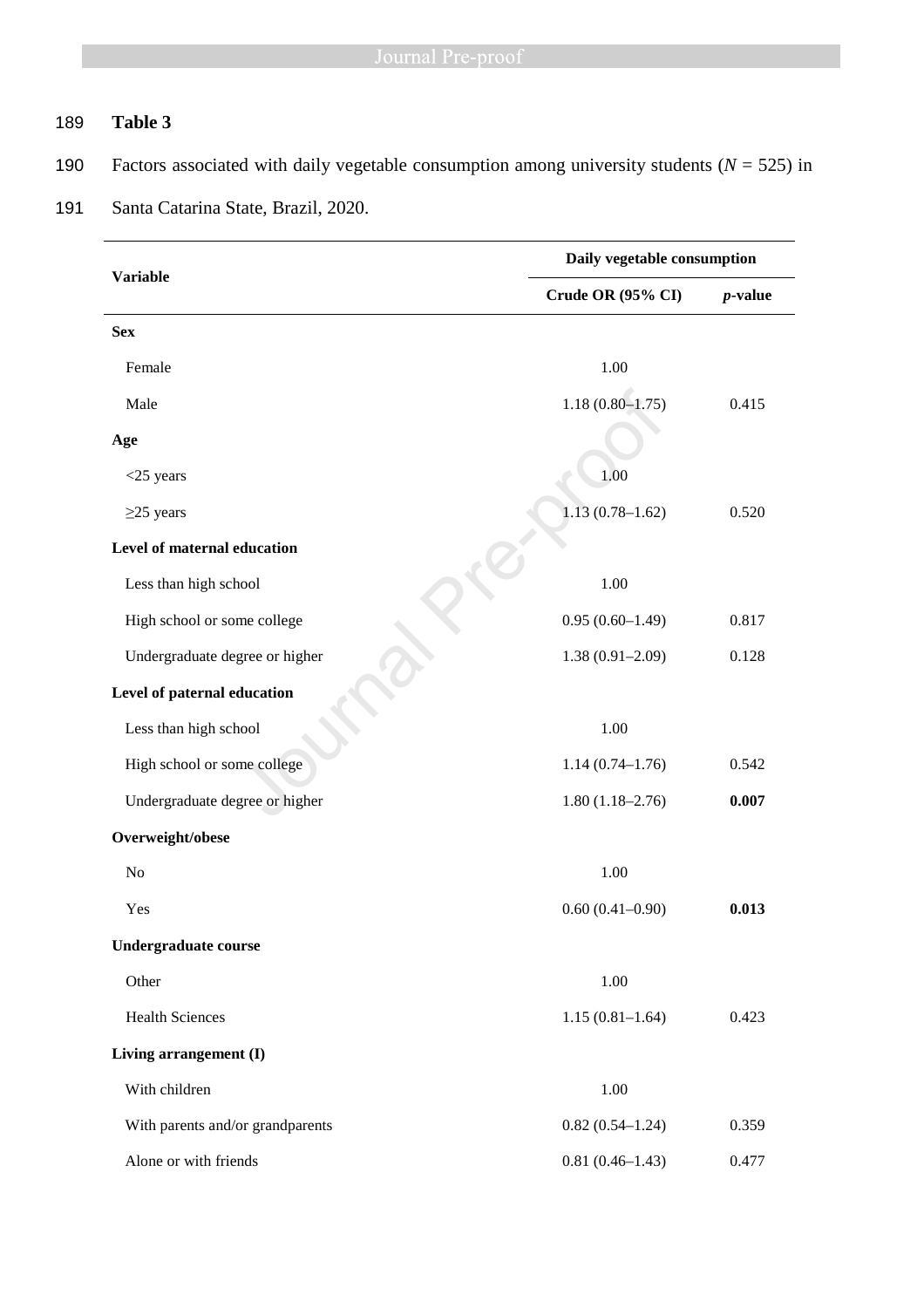**Table 3**

Factors associated with daily vegetable consumption among university students ($N$ = 525) in Santa Catarina State, Brazil, 2020.

| Variable | Daily vegetable consumption | |
|---|---|---|
| | Crude OR (95% CI) | *p*-value |
| **Sex** | | |
| Female | 1.00 | |
| Male | 1.18 (0.80–1.75) | 0.415 |
| **Age** | | |
| <25 years | 1.00 | |
| ≥25 years | 1.13 (0.78–1.62) | 0.520 |
| **Level of maternal education** | | |
| Less than high school | 1.00 | |
| High school or some college | 0.95 (0.60–1.49) | 0.817 |
| Undergraduate degree or higher | 1.38 (0.91–2.09) | 0.128 |
| **Level of paternal education** | | |
| Less than high school | 1.00 | |
| High school or some college | 1.14 (0.74–1.76) | 0.542 |
| Undergraduate degree or higher | 1.80 (1.18–2.76) | **0.007** |
| **Overweight/obese** | | |
| No | 1.00 | |
| Yes | 0.60 (0.41–0.90) | **0.013** |
| **Undergraduate course** | | |
| Other | 1.00 | |
| Health Sciences | 1.15 (0.81–1.64) | 0.423 |
| **Living arrangement (I)** | | |
| With children | 1.00 | |
| With parents and/or grandparents | 0.82 (0.54–1.24) | 0.359 |
| Alone or with friends | 0.81 (0.46–1.43) | 0.477 |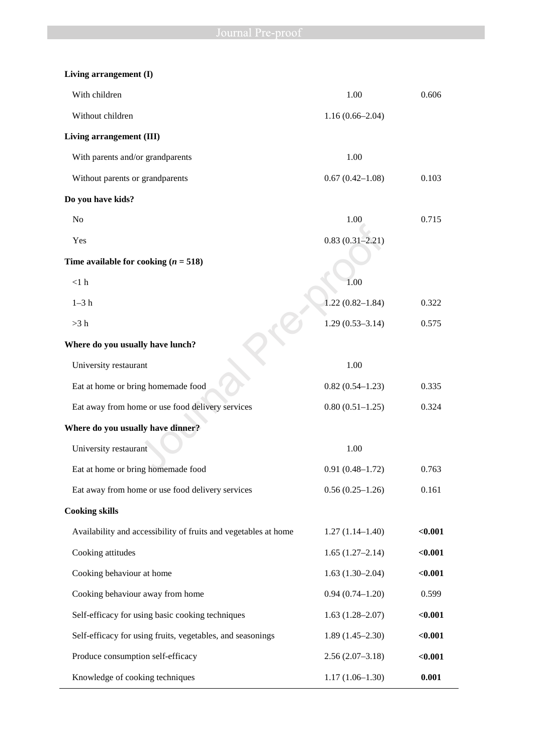| | | |
|---|---|---|
| **Living arrangement (I)** | | |
| With children | 1.00 | 0.606 |
| Without children | 1.16 (0.66–2.04) | |
| **Living arrangement (III)** | | |
| With parents and/or grandparents | 1.00 | |
| Without parents or grandparents | 0.67 (0.42–1.08) | 0.103 |
| **Do you have kids?** | | |
| No | 1.00 | 0.715 |
| Yes | 0.83 (0.31–2.21) | |
| **Time available for cooking (*n* = 518)** | | |
| <1 h | 1.00 | |
| 1–3 h | 1.22 (0.82–1.84) | 0.322 |
| >3 h | 1.29 (0.53–3.14) | 0.575 |
| **Where do you usually have lunch?** | | |
| University restaurant | 1.00 | |
| Eat at home or bring homemade food | 0.82 (0.54–1.23) | 0.335 |
| Eat away from home or use food delivery services | 0.80 (0.51–1.25) | 0.324 |
| **Where do you usually have dinner?** | | |
| University restaurant | 1.00 | |
| Eat at home or bring homemade food | 0.91 (0.48–1.72) | 0.763 |
| Eat away from home or use food delivery services | 0.56 (0.25–1.26) | 0.161 |
| **Cooking skills** | | |
| Availability and accessibility of fruits and vegetables at home | 1.27 (1.14–1.40) | **<0.001** |
| Cooking attitudes | 1.65 (1.27–2.14) | **<0.001** |
| Cooking behaviour at home | 1.63 (1.30–2.04) | **<0.001** |
| Cooking behaviour away from home | 0.94 (0.74–1.20) | 0.599 |
| Self-efficacy for using basic cooking techniques | 1.63 (1.28–2.07) | **<0.001** |
| Self-efficacy for using fruits, vegetables, and seasonings | 1.89 (1.45–2.30) | **<0.001** |
| Produce consumption self-efficacy | 2.56 (2.07–3.18) | **<0.001** |
| Knowledge of cooking techniques | 1.17 (1.06–1.30) | **0.001** |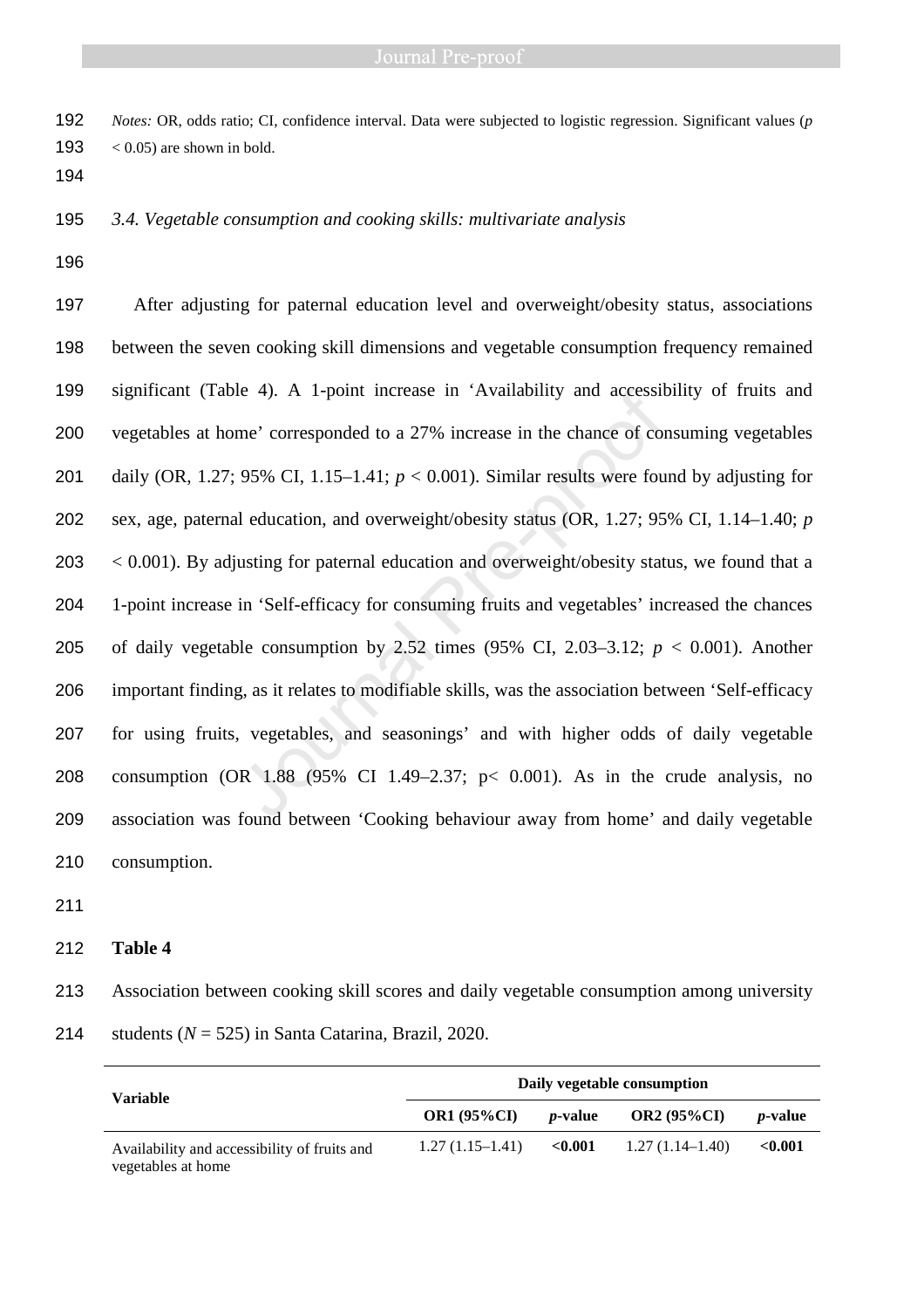*Notes:* OR, odds ratio; CI, confidence interval. Data were subjected to logistic regression. Significant values ($p < 0.05$) are shown in bold.

### *3.4. Vegetable consumption and cooking skills: multivariate analysis*

After adjusting for paternal education level and overweight/obesity status, associations between the seven cooking skill dimensions and vegetable consumption frequency remained significant (Table 4). A 1-point increase in 'Availability and accessibility of fruits and vegetables at home' corresponded to a 27% increase in the chance of consuming vegetables daily (OR, 1.27; 95% CI, 1.15–1.41; $p < 0.001$). Similar results were found by adjusting for sex, age, paternal education, and overweight/obesity status (OR, 1.27; 95% CI, 1.14–1.40; $p < 0.001$). By adjusting for paternal education and overweight/obesity status, we found that a 1-point increase in 'Self-efficacy for consuming fruits and vegetables' increased the chances of daily vegetable consumption by 2.52 times (95% CI, 2.03–3.12; $p < 0.001$). Another important finding, as it relates to modifiable skills, was the association between 'Self-efficacy for using fruits, vegetables, and seasonings' and with higher odds of daily vegetable consumption (OR 1.88 (95% CI 1.49–2.37; p< 0.001). As in the crude analysis, no association was found between 'Cooking behaviour away from home' and daily vegetable consumption.

**Table 4**

Association between cooking skill scores and daily vegetable consumption among university students (*N* = 525) in Santa Catarina, Brazil, 2020.

| Variable | Daily vegetable consumption | | | |
|---|---|---|---|---|
| | **OR1 (95%CI)** | ***p*-value** | **OR2 (95%CI)** | ***p*-value** |
| Availability and accessibility of fruits and vegetables at home | 1.27 (1.15–1.41) | **<0.001** | 1.27 (1.14–1.40) | **<0.001** |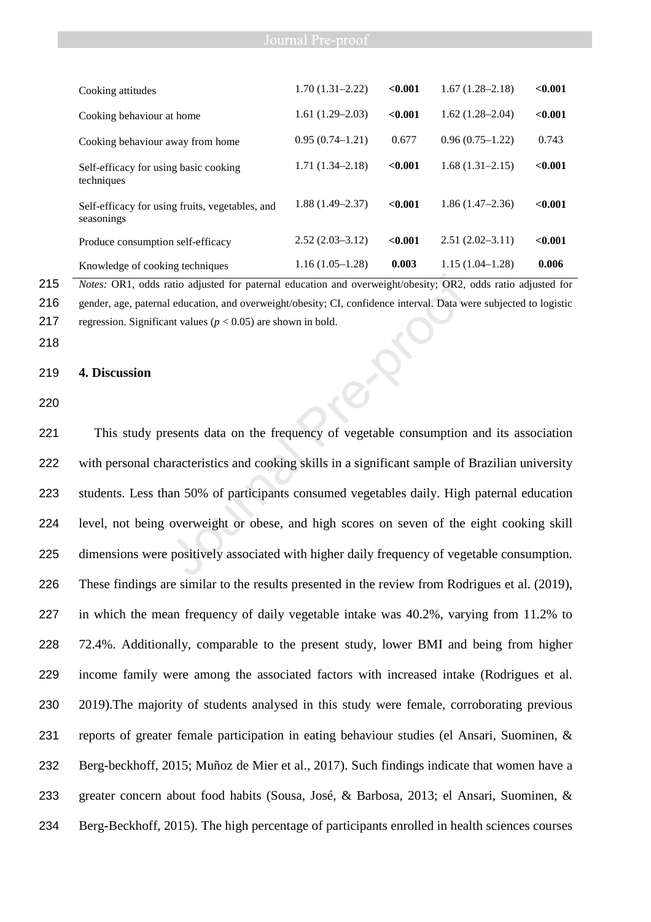| | | | | |
|---|---|---|---|---|
| Cooking attitudes | 1.70 (1.31–2.22) | **<0.001** | 1.67 (1.28–2.18) | **<0.001** |
| Cooking behaviour at home | 1.61 (1.29–2.03) | **<0.001** | 1.62 (1.28–2.04) | **<0.001** |
| Cooking behaviour away from home | 0.95 (0.74–1.21) | 0.677 | 0.96 (0.75–1.22) | 0.743 |
| Self-efficacy for using basic cooking techniques | 1.71 (1.34–2.18) | **<0.001** | 1.68 (1.31–2.15) | **<0.001** |
| Self-efficacy for using fruits, vegetables, and seasonings | 1.88 (1.49–2.37) | **<0.001** | 1.86 (1.47–2.36) | **<0.001** |
| Produce consumption self-efficacy | 2.52 (2.03–3.12) | **<0.001** | 2.51 (2.02–3.11) | **<0.001** |
| Knowledge of cooking techniques | 1.16 (1.05–1.28) | **0.003** | 1.15 (1.04–1.28) | **0.006** |

*Notes:* OR1, odds ratio adjusted for paternal education and overweight/obesity; OR2, odds ratio adjusted for gender, age, paternal education, and overweight/obesity; CI, confidence interval. Data were subjected to logistic regression. Significant values ($p < 0.05$) are shown in bold.

## 4. Discussion

This study presents data on the frequency of vegetable consumption and its association with personal characteristics and cooking skills in a significant sample of Brazilian university students. Less than 50% of participants consumed vegetables daily. High paternal education level, not being overweight or obese, and high scores on seven of the eight cooking skill dimensions were positively associated with higher daily frequency of vegetable consumption. These findings are similar to the results presented in the review from Rodrigues et al. (2019), in which the mean frequency of daily vegetable intake was 40.2%, varying from 11.2% to 72.4%. Additionally, comparable to the present study, lower BMI and being from higher income family were among the associated factors with increased intake (Rodrigues et al. 2019).The majority of students analysed in this study were female, corroborating previous reports of greater female participation in eating behaviour studies (el Ansari, Suominen, & Berg-beckhoff, 2015; Muñoz de Mier et al., 2017). Such findings indicate that women have a greater concern about food habits (Sousa, José, & Barbosa, 2013; el Ansari, Suominen, & Berg-Beckhoff, 2015). The high percentage of participants enrolled in health sciences courses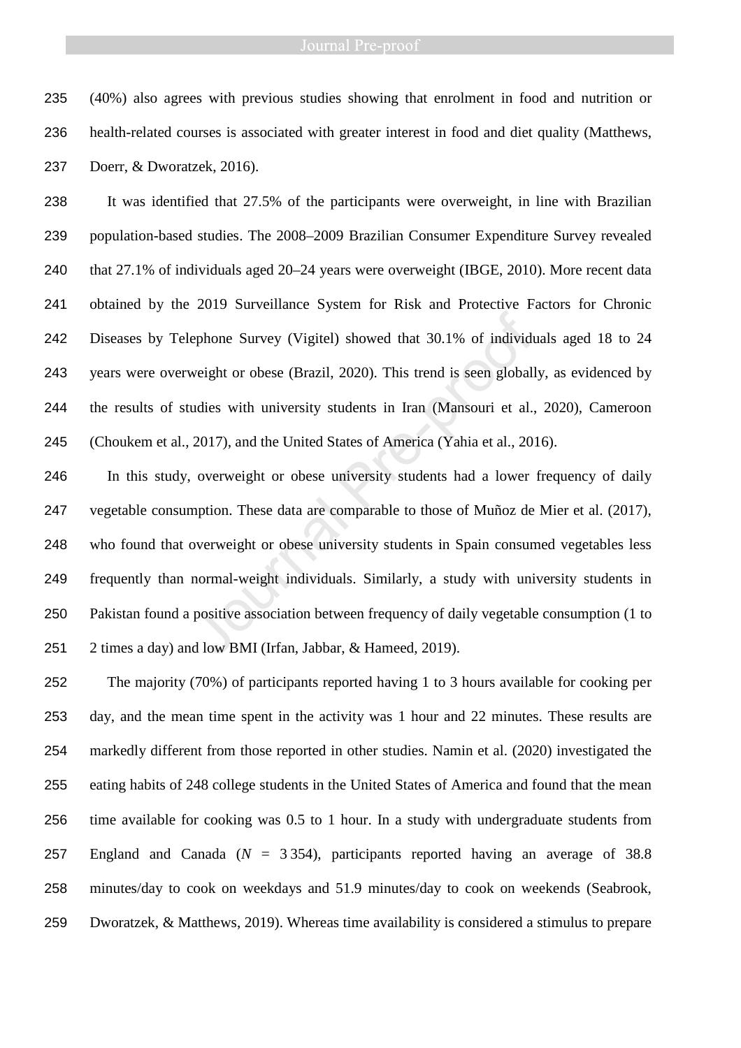(40%) also agrees with previous studies showing that enrolment in food and nutrition or health-related courses is associated with greater interest in food and diet quality (Matthews, Doerr, & Dworatzek, 2016).

It was identified that 27.5% of the participants were overweight, in line with Brazilian population-based studies. The 2008–2009 Brazilian Consumer Expenditure Survey revealed that 27.1% of individuals aged 20–24 years were overweight (IBGE, 2010). More recent data obtained by the 2019 Surveillance System for Risk and Protective Factors for Chronic Diseases by Telephone Survey (Vigitel) showed that 30.1% of individuals aged 18 to 24 years were overweight or obese (Brazil, 2020). This trend is seen globally, as evidenced by the results of studies with university students in Iran (Mansouri et al., 2020), Cameroon (Choukem et al., 2017), and the United States of America (Yahia et al., 2016).

In this study, overweight or obese university students had a lower frequency of daily vegetable consumption. These data are comparable to those of Muñoz de Mier et al. (2017), who found that overweight or obese university students in Spain consumed vegetables less frequently than normal-weight individuals. Similarly, a study with university students in Pakistan found a positive association between frequency of daily vegetable consumption (1 to 2 times a day) and low BMI (Irfan, Jabbar, & Hameed, 2019).

The majority (70%) of participants reported having 1 to 3 hours available for cooking per day, and the mean time spent in the activity was 1 hour and 22 minutes. These results are markedly different from those reported in other studies. Namin et al. (2020) investigated the eating habits of 248 college students in the United States of America and found that the mean time available for cooking was 0.5 to 1 hour. In a study with undergraduate students from England and Canada ($N$ = 3 354), participants reported having an average of 38.8 minutes/day to cook on weekdays and 51.9 minutes/day to cook on weekends (Seabrook, Dworatzek, & Matthews, 2019). Whereas time availability is considered a stimulus to prepare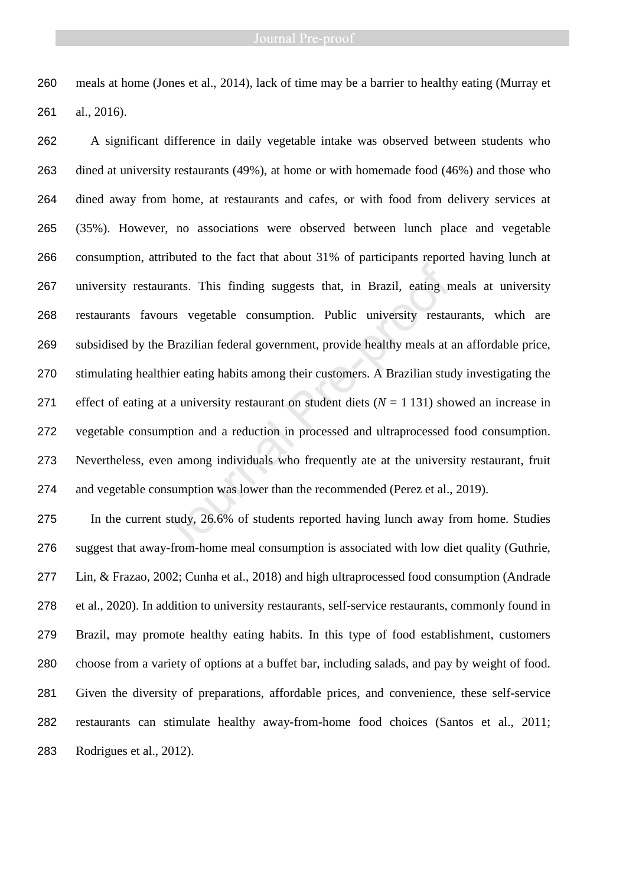meals at home (Jones et al., 2014), lack of time may be a barrier to healthy eating (Murray et al., 2016).

A significant difference in daily vegetable intake was observed between students who dined at university restaurants (49%), at home or with homemade food (46%) and those who dined away from home, at restaurants and cafes, or with food from delivery services at (35%). However, no associations were observed between lunch place and vegetable consumption, attributed to the fact that about 31% of participants reported having lunch at university restaurants. This finding suggests that, in Brazil, eating meals at university restaurants favours vegetable consumption. Public university restaurants, which are subsidised by the Brazilian federal government, provide healthy meals at an affordable price, stimulating healthier eating habits among their customers. A Brazilian study investigating the effect of eating at a university restaurant on student diets ($N$ = 1 131) showed an increase in vegetable consumption and a reduction in processed and ultraprocessed food consumption. Nevertheless, even among individuals who frequently ate at the university restaurant, fruit and vegetable consumption was lower than the recommended (Perez et al., 2019).

In the current study, 26.6% of students reported having lunch away from home. Studies suggest that away-from-home meal consumption is associated with low diet quality (Guthrie, Lin, & Frazao, 2002; Cunha et al., 2018) and high ultraprocessed food consumption (Andrade et al., 2020). In addition to university restaurants, self-service restaurants, commonly found in Brazil, may promote healthy eating habits. In this type of food establishment, customers choose from a variety of options at a buffet bar, including salads, and pay by weight of food. Given the diversity of preparations, affordable prices, and convenience, these self-service restaurants can stimulate healthy away-from-home food choices (Santos et al., 2011; Rodrigues et al., 2012).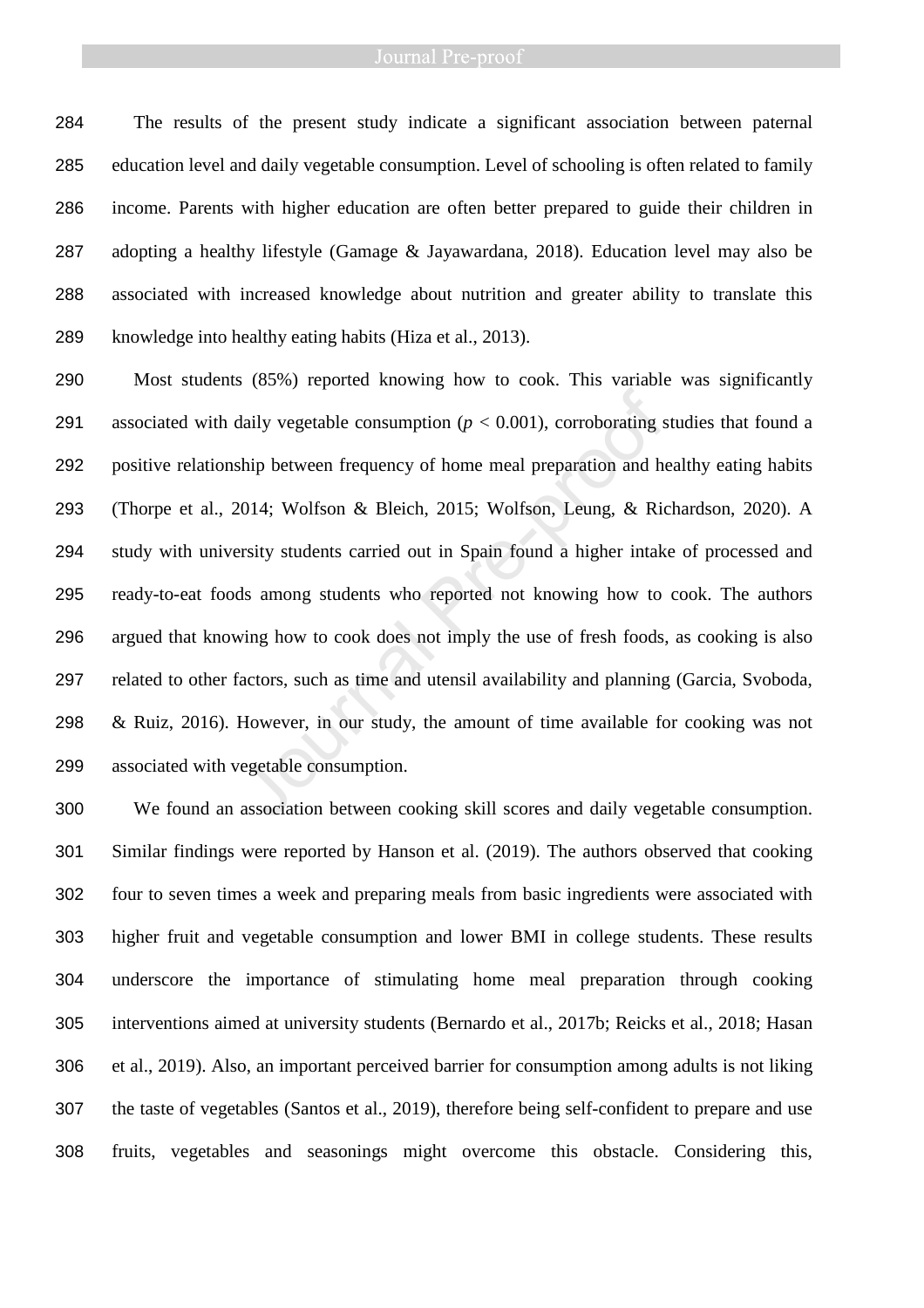The results of the present study indicate a significant association between paternal education level and daily vegetable consumption. Level of schooling is often related to family income. Parents with higher education are often better prepared to guide their children in adopting a healthy lifestyle (Gamage & Jayawardana, 2018). Education level may also be associated with increased knowledge about nutrition and greater ability to translate this knowledge into healthy eating habits (Hiza et al., 2013).

Most students (85%) reported knowing how to cook. This variable was significantly associated with daily vegetable consumption ($p < 0.001$), corroborating studies that found a positive relationship between frequency of home meal preparation and healthy eating habits (Thorpe et al., 2014; Wolfson & Bleich, 2015; Wolfson, Leung, & Richardson, 2020). A study with university students carried out in Spain found a higher intake of processed and ready-to-eat foods among students who reported not knowing how to cook. The authors argued that knowing how to cook does not imply the use of fresh foods, as cooking is also related to other factors, such as time and utensil availability and planning (Garcia, Svoboda, & Ruiz, 2016). However, in our study, the amount of time available for cooking was not associated with vegetable consumption.

We found an association between cooking skill scores and daily vegetable consumption. Similar findings were reported by Hanson et al. (2019). The authors observed that cooking four to seven times a week and preparing meals from basic ingredients were associated with higher fruit and vegetable consumption and lower BMI in college students. These results underscore the importance of stimulating home meal preparation through cooking interventions aimed at university students (Bernardo et al., 2017b; Reicks et al., 2018; Hasan et al., 2019). Also, an important perceived barrier for consumption among adults is not liking the taste of vegetables (Santos et al., 2019), therefore being self-confident to prepare and use fruits, vegetables and seasonings might overcome this obstacle. Considering this,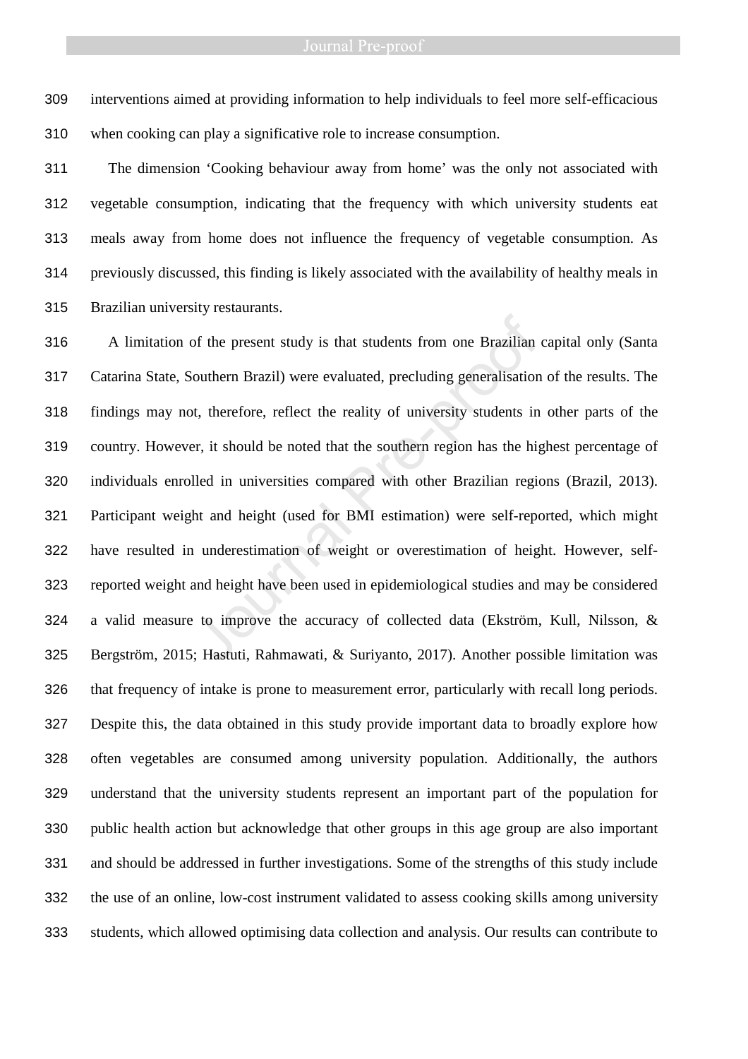interventions aimed at providing information to help individuals to feel more self-efficacious when cooking can play a significative role to increase consumption.

The dimension 'Cooking behaviour away from home' was the only not associated with vegetable consumption, indicating that the frequency with which university students eat meals away from home does not influence the frequency of vegetable consumption. As previously discussed, this finding is likely associated with the availability of healthy meals in Brazilian university restaurants.

A limitation of the present study is that students from one Brazilian capital only (Santa Catarina State, Southern Brazil) were evaluated, precluding generalisation of the results. The findings may not, therefore, reflect the reality of university students in other parts of the country. However, it should be noted that the southern region has the highest percentage of individuals enrolled in universities compared with other Brazilian regions (Brazil, 2013). Participant weight and height (used for BMI estimation) were self-reported, which might have resulted in underestimation of weight or overestimation of height. However, self-reported weight and height have been used in epidemiological studies and may be considered a valid measure to improve the accuracy of collected data (Ekström, Kull, Nilsson, & Bergström, 2015; Hastuti, Rahmawati, & Suriyanto, 2017). Another possible limitation was that frequency of intake is prone to measurement error, particularly with recall long periods. Despite this, the data obtained in this study provide important data to broadly explore how often vegetables are consumed among university population. Additionally, the authors understand that the university students represent an important part of the population for public health action but acknowledge that other groups in this age group are also important and should be addressed in further investigations. Some of the strengths of this study include the use of an online, low-cost instrument validated to assess cooking skills among university students, which allowed optimising data collection and analysis. Our results can contribute to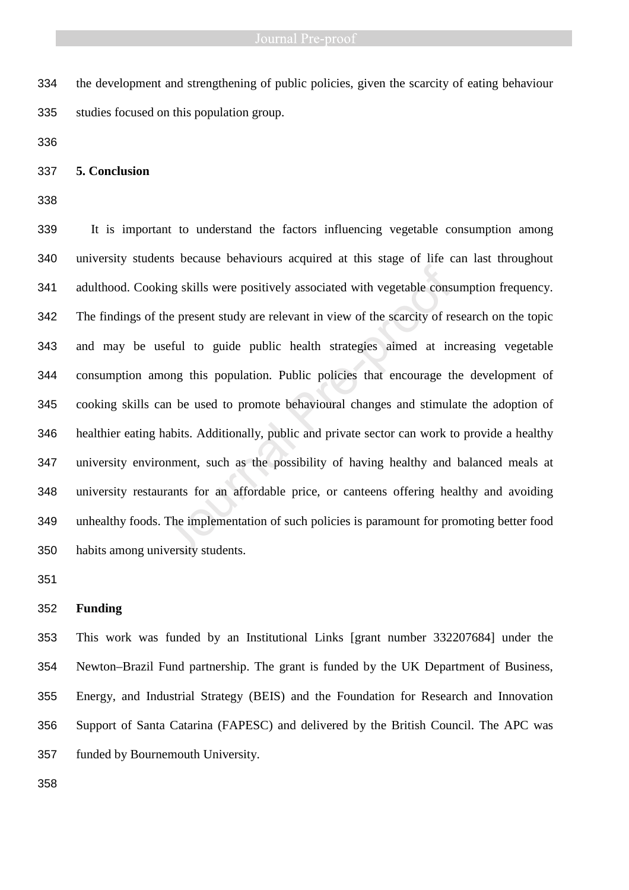the development and strengthening of public policies, given the scarcity of eating behaviour studies focused on this population group.

## 5. Conclusion

It is important to understand the factors influencing vegetable consumption among university students because behaviours acquired at this stage of life can last throughout adulthood. Cooking skills were positively associated with vegetable consumption frequency. The findings of the present study are relevant in view of the scarcity of research on the topic and may be useful to guide public health strategies aimed at increasing vegetable consumption among this population. Public policies that encourage the development of cooking skills can be used to promote behavioural changes and stimulate the adoption of healthier eating habits. Additionally, public and private sector can work to provide a healthy university environment, such as the possibility of having healthy and balanced meals at university restaurants for an affordable price, or canteens offering healthy and avoiding unhealthy foods. The implementation of such policies is paramount for promoting better food habits among university students.

## Funding

This work was funded by an Institutional Links [grant number 332207684] under the Newton–Brazil Fund partnership. The grant is funded by the UK Department of Business, Energy, and Industrial Strategy (BEIS) and the Foundation for Research and Innovation Support of Santa Catarina (FAPESC) and delivered by the British Council. The APC was funded by Bournemouth University.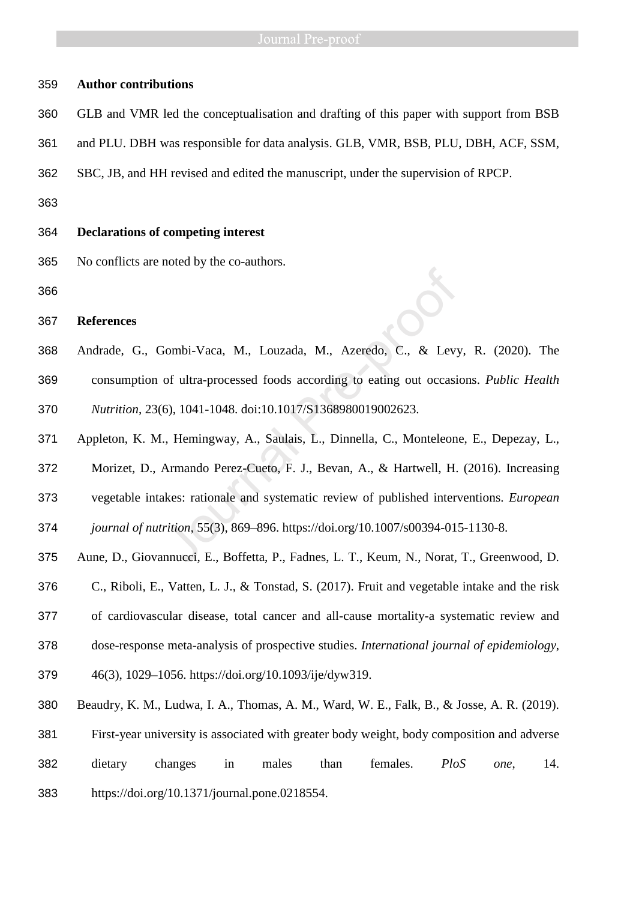## Author contributions

GLB and VMR led the conceptualisation and drafting of this paper with support from BSB and PLU. DBH was responsible for data analysis. GLB, VMR, BSB, PLU, DBH, ACF, SSM, SBC, JB, and HH revised and edited the manuscript, under the supervision of RPCP.

## Declarations of competing interest

No conflicts are noted by the co-authors.

## References

Andrade, G., Gombi-Vaca, M., Louzada, M., Azeredo, C., & Levy, R. (2020). The consumption of ultra-processed foods according to eating out occasions. *Public Health Nutrition*, 23(6), 1041-1048. doi:10.1017/S1368980019002623.

Appleton, K. M., Hemingway, A., Saulais, L., Dinnella, C., Monteleone, E., Depezay, L., Morizet, D., Armando Perez-Cueto, F. J., Bevan, A., & Hartwell, H. (2016). Increasing vegetable intakes: rationale and systematic review of published interventions. *European journal of nutrition*, 55(3), 869–896. https://doi.org/10.1007/s00394-015-1130-8.

Aune, D., Giovannucci, E., Boffetta, P., Fadnes, L. T., Keum, N., Norat, T., Greenwood, D. C., Riboli, E., Vatten, L. J., & Tonstad, S. (2017). Fruit and vegetable intake and the risk of cardiovascular disease, total cancer and all-cause mortality-a systematic review and dose-response meta-analysis of prospective studies. *International journal of epidemiology*, 46(3), 1029–1056. https://doi.org/10.1093/ije/dyw319.

Beaudry, K. M., Ludwa, I. A., Thomas, A. M., Ward, W. E., Falk, B., & Josse, A. R. (2019). First-year university is associated with greater body weight, body composition and adverse dietary changes in males than females. *PloS one*, 14. https://doi.org/10.1371/journal.pone.0218554.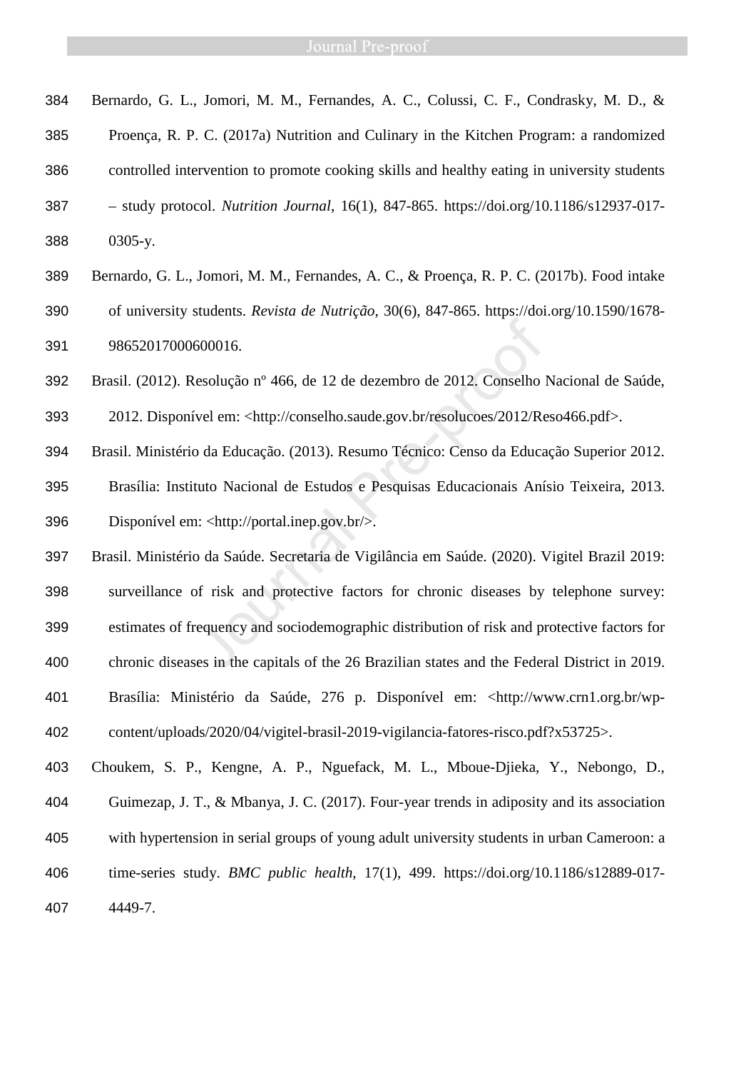Bernardo, G. L., Jomori, M. M., Fernandes, A. C., Colussi, C. F., Condrasky, M. D., & Proença, R. P. C. (2017a) Nutrition and Culinary in the Kitchen Program: a randomized controlled intervention to promote cooking skills and healthy eating in university students – study protocol. *Nutrition Journal*, 16(1), 847-865. https://doi.org/10.1186/s12937-017-0305-y.

Bernardo, G. L., Jomori, M. M., Fernandes, A. C., & Proença, R. P. C. (2017b). Food intake of university students. *Revista de Nutrição*, 30(6), 847-865. https://doi.org/10.1590/1678-98652017000600016.

Brasil. (2012). Resolução nº 466, de 12 de dezembro de 2012. Conselho Nacional de Saúde, 2012. Disponível em: <http://conselho.saude.gov.br/resolucoes/2012/Reso466.pdf>.

Brasil. Ministério da Educação. (2013). Resumo Técnico: Censo da Educação Superior 2012. Brasília: Instituto Nacional de Estudos e Pesquisas Educacionais Anísio Teixeira, 2013. Disponível em: <http://portal.inep.gov.br/>.

Brasil. Ministério da Saúde. Secretaria de Vigilância em Saúde. (2020). Vigitel Brazil 2019: surveillance of risk and protective factors for chronic diseases by telephone survey: estimates of frequency and sociodemographic distribution of risk and protective factors for chronic diseases in the capitals of the 26 Brazilian states and the Federal District in 2019. Brasília: Ministério da Saúde, 276 p. Disponível em: <http://www.crn1.org.br/wp-content/uploads/2020/04/vigitel-brasil-2019-vigilancia-fatores-risco.pdf?x53725>.

Choukem, S. P., Kengne, A. P., Nguefack, M. L., Mboue-Djieka, Y., Nebongo, D., Guimezap, J. T., & Mbanya, J. C. (2017). Four-year trends in adiposity and its association with hypertension in serial groups of young adult university students in urban Cameroon: a time-series study. *BMC public health*, 17(1), 499. https://doi.org/10.1186/s12889-017-4449-7.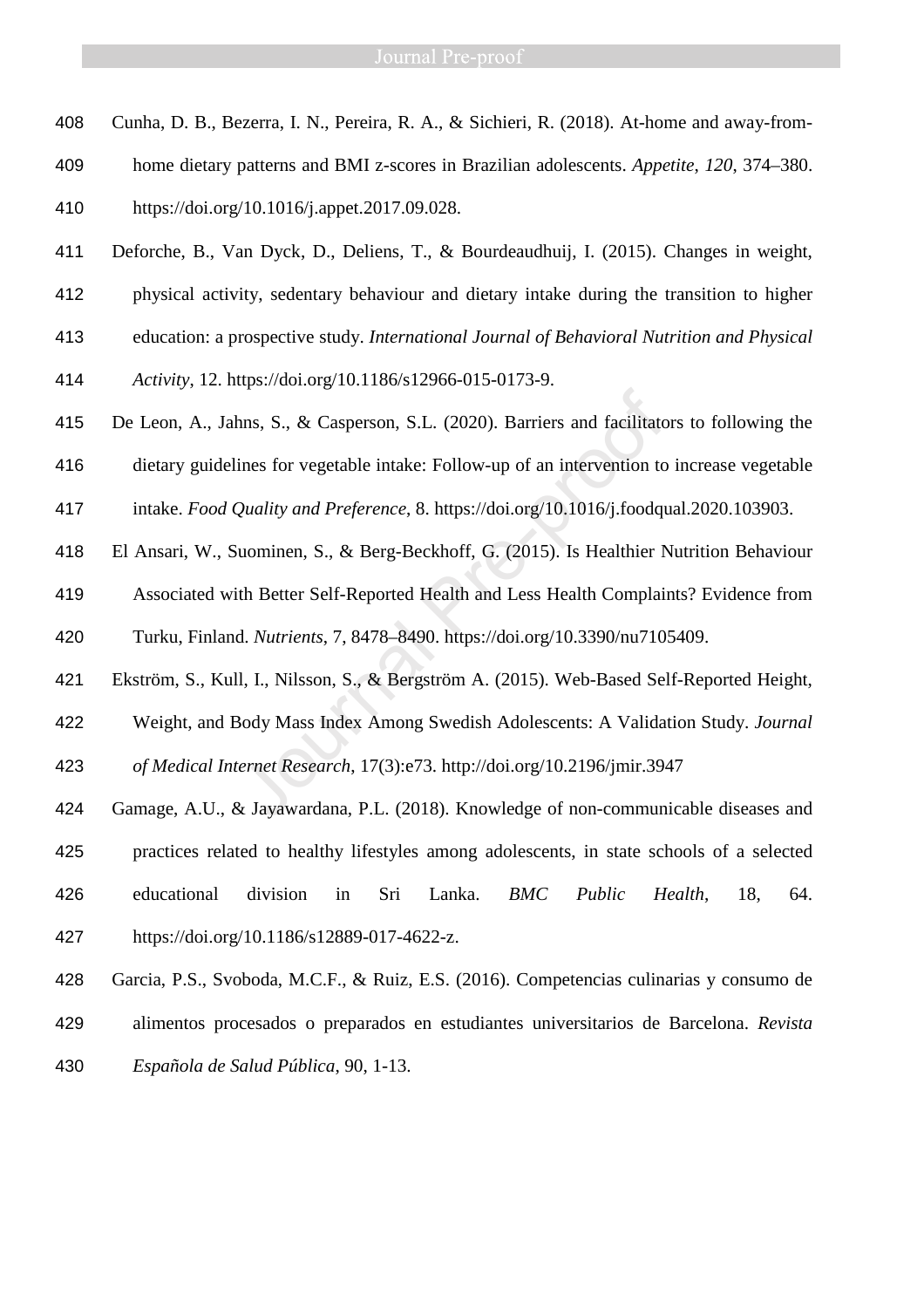Cunha, D. B., Bezerra, I. N., Pereira, R. A., & Sichieri, R. (2018). At-home and away-from-home dietary patterns and BMI z-scores in Brazilian adolescents. *Appetite*, *120*, 374–380. https://doi.org/10.1016/j.appet.2017.09.028.

Deforche, B., Van Dyck, D., Deliens, T., & Bourdeaudhuij, I. (2015). Changes in weight, physical activity, sedentary behaviour and dietary intake during the transition to higher education: a prospective study. *International Journal of Behavioral Nutrition and Physical Activity*, 12. https://doi.org/10.1186/s12966-015-0173-9.

De Leon, A., Jahns, S., & Casperson, S.L. (2020). Barriers and facilitators to following the dietary guidelines for vegetable intake: Follow-up of an intervention to increase vegetable intake. *Food Quality and Preference*, 8. https://doi.org/10.1016/j.foodqual.2020.103903.

El Ansari, W., Suominen, S., & Berg-Beckhoff, G. (2015). Is Healthier Nutrition Behaviour Associated with Better Self-Reported Health and Less Health Complaints? Evidence from Turku, Finland. *Nutrients*, 7, 8478–8490. https://doi.org/10.3390/nu7105409.

Ekström, S., Kull, I., Nilsson, S., & Bergström A. (2015). Web-Based Self-Reported Height, Weight, and Body Mass Index Among Swedish Adolescents: A Validation Study. *Journal of Medical Internet Research*, 17(3):e73. http://doi.org/10.2196/jmir.3947

Gamage, A.U., & Jayawardana, P.L. (2018). Knowledge of non-communicable diseases and practices related to healthy lifestyles among adolescents, in state schools of a selected educational division in Sri Lanka. *BMC Public Health*, 18, 64. https://doi.org/10.1186/s12889-017-4622-z.

Garcia, P.S., Svoboda, M.C.F., & Ruiz, E.S. (2016). Competencias culinarias y consumo de alimentos procesados o preparados en estudiantes universitarios de Barcelona. *Revista Española de Salud Pública*, 90, 1-13.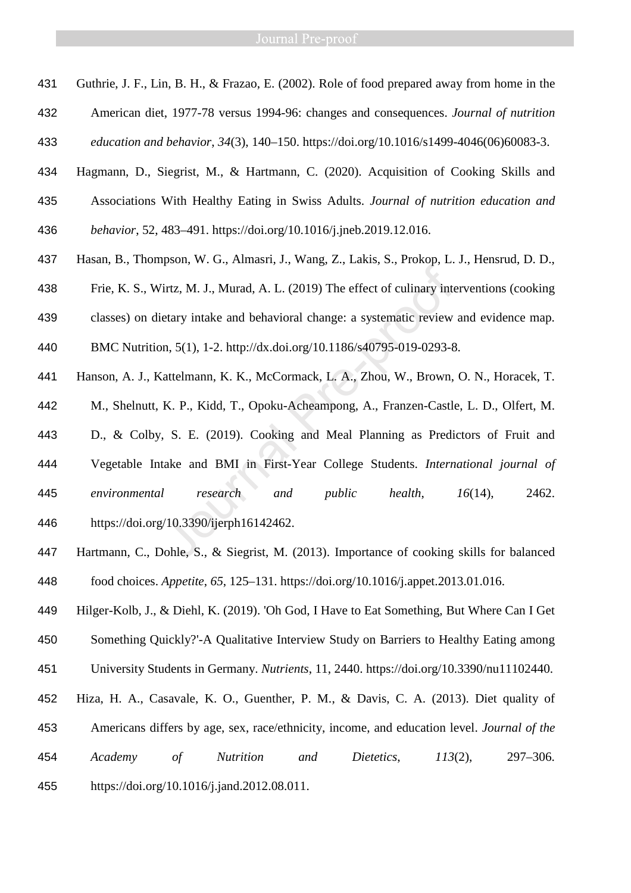Guthrie, J. F., Lin, B. H., & Frazao, E. (2002). Role of food prepared away from home in the American diet, 1977-78 versus 1994-96: changes and consequences. *Journal of nutrition education and behavior*, *34*(3), 140–150. https://doi.org/10.1016/s1499-4046(06)60083-3.

Hagmann, D., Siegrist, M., & Hartmann, C. (2020). Acquisition of Cooking Skills and Associations With Healthy Eating in Swiss Adults. *Journal of nutrition education and behavior*, 52, 483–491. https://doi.org/10.1016/j.jneb.2019.12.016.

Hasan, B., Thompson, W. G., Almasri, J., Wang, Z., Lakis, S., Prokop, L. J., Hensrud, D. D., Frie, K. S., Wirtz, M. J., Murad, A. L. (2019) The effect of culinary interventions (cooking classes) on dietary intake and behavioral change: a systematic review and evidence map. BMC Nutrition, 5(1), 1-2. http://dx.doi.org/10.1186/s40795-019-0293-8.

Hanson, A. J., Kattelmann, K. K., McCormack, L. A., Zhou, W., Brown, O. N., Horacek, T. M., Shelnutt, K. P., Kidd, T., Opoku-Acheampong, A., Franzen-Castle, L. D., Olfert, M. D., & Colby, S. E. (2019). Cooking and Meal Planning as Predictors of Fruit and Vegetable Intake and BMI in First-Year College Students. *International journal of environmental research and public health*, *16*(14), 2462. https://doi.org/10.3390/ijerph16142462.

Hartmann, C., Dohle, S., & Siegrist, M. (2013). Importance of cooking skills for balanced food choices. *Appetite*, *65*, 125–131. https://doi.org/10.1016/j.appet.2013.01.016.

Hilger-Kolb, J., & Diehl, K. (2019). 'Oh God, I Have to Eat Something, But Where Can I Get Something Quickly?'-A Qualitative Interview Study on Barriers to Healthy Eating among University Students in Germany. *Nutrients*, 11, 2440. https://doi.org/10.3390/nu11102440.

Hiza, H. A., Casavale, K. O., Guenther, P. M., & Davis, C. A. (2013). Diet quality of Americans differs by age, sex, race/ethnicity, income, and education level. *Journal of the Academy of Nutrition and Dietetics*, *113*(2), 297–306. https://doi.org/10.1016/j.jand.2012.08.011.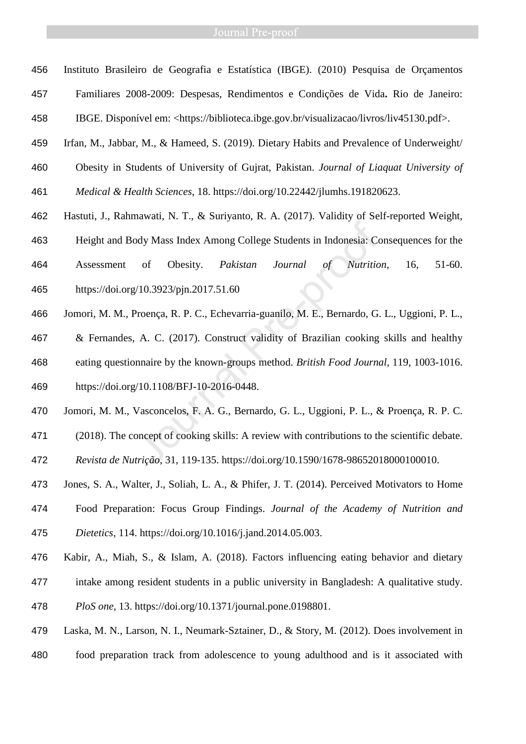Instituto Brasileiro de Geografia e Estatística (IBGE). (2010) Pesquisa de Orçamentos Familiares 2008-2009: Despesas, Rendimentos e Condições de Vida**.** Rio de Janeiro: IBGE. Disponível em: <https://biblioteca.ibge.gov.br/visualizacao/livros/liv45130.pdf>.

Irfan, M., Jabbar, M., & Hameed, S. (2019). Dietary Habits and Prevalence of Underweight/ Obesity in Students of University of Gujrat, Pakistan. *Journal of Liaquat University of Medical & Health Sciences*, 18. https://doi.org/10.22442/jlumhs.191820623.

Hastuti, J., Rahmawati, N. T., & Suriyanto, R. A. (2017). Validity of Self-reported Weight, Height and Body Mass Index Among College Students in Indonesia: Consequences for the Assessment of Obesity. *Pakistan Journal of Nutrition*, 16, 51-60. https://doi.org/10.3923/pjn.2017.51.60

Jomori, M. M., Proença, R. P. C., Echevarria-guanilo, M. E., Bernardo, G. L., Uggioni, P. L., & Fernandes, A. C. (2017). Construct validity of Brazilian cooking skills and healthy eating questionnaire by the known-groups method. *British Food Journal*, 119, 1003-1016. https://doi.org/10.1108/BFJ-10-2016-0448.

Jomori, M. M., Vasconcelos, F. A. G., Bernardo, G. L., Uggioni, P. L., & Proença, R. P. C. (2018). The concept of cooking skills: A review with contributions to the scientific debate. *Revista de Nutrição*, 31, 119-135. https://doi.org/10.1590/1678-98652018000100010.

Jones, S. A., Walter, J., Soliah, L. A., & Phifer, J. T. (2014). Perceived Motivators to Home Food Preparation: Focus Group Findings. *Journal of the Academy of Nutrition and Dietetics*, 114. https://doi.org/10.1016/j.jand.2014.05.003.

Kabir, A., Miah, S., & Islam, A. (2018). Factors influencing eating behavior and dietary intake among resident students in a public university in Bangladesh: A qualitative study. *PloS one*, 13. https://doi.org/10.1371/journal.pone.0198801.

Laska, M. N., Larson, N. I., Neumark-Sztainer, D., & Story, M. (2012). Does involvement in food preparation track from adolescence to young adulthood and is it associated with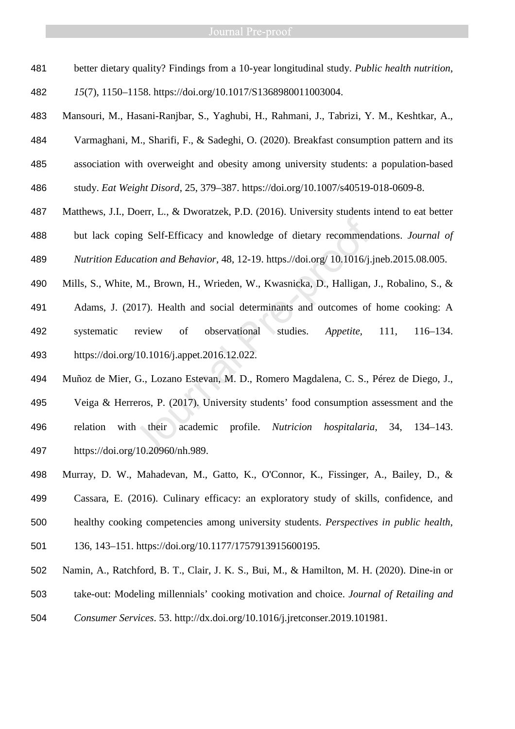better dietary quality? Findings from a 10-year longitudinal study. *Public health nutrition*, *15*(7), 1150–1158. https://doi.org/10.1017/S1368980011003004.

Mansouri, M., Hasani-Ranjbar, S., Yaghubi, H., Rahmani, J., Tabrizi, Y. M., Keshtkar, A., Varmaghani, M., Sharifi, F., & Sadeghi, O. (2020). Breakfast consumption pattern and its association with overweight and obesity among university students: a population-based study. *Eat Weight Disord*, 25, 379–387. https://doi.org/10.1007/s40519-018-0609-8.

Matthews, J.I., Doerr, L., & Dworatzek, P.D. (2016). University students intend to eat better but lack coping Self-Efficacy and knowledge of dietary recommendations. *Journal of Nutrition Education and Behavior*, 48, 12-19. https.//doi.org/ 10.1016/j.jneb.2015.08.005.

Mills, S., White, M., Brown, H., Wrieden, W., Kwasnicka, D., Halligan, J., Robalino, S., & Adams, J. (2017). Health and social determinants and outcomes of home cooking: A systematic review of observational studies. *Appetite*, 111, 116–134. https://doi.org/10.1016/j.appet.2016.12.022.

Muñoz de Mier, G., Lozano Estevan, M. D., Romero Magdalena, C. S., Pérez de Diego, J., Veiga & Herreros, P. (2017). University students' food consumption assessment and the relation with their academic profile. *Nutricion hospitalaria*, 34, 134–143. https://doi.org/10.20960/nh.989.

Murray, D. W., Mahadevan, M., Gatto, K., O'Connor, K., Fissinger, A., Bailey, D., & Cassara, E. (2016). Culinary efficacy: an exploratory study of skills, confidence, and healthy cooking competencies among university students. *Perspectives in public health*, 136, 143–151. https://doi.org/10.1177/1757913915600195.

Namin, A., Ratchford, B. T., Clair, J. K. S., Bui, M., & Hamilton, M. H. (2020). Dine-in or take-out: Modeling millennials' cooking motivation and choice. *Journal of Retailing and Consumer Services*. 53. http://dx.doi.org/10.1016/j.jretconser.2019.101981.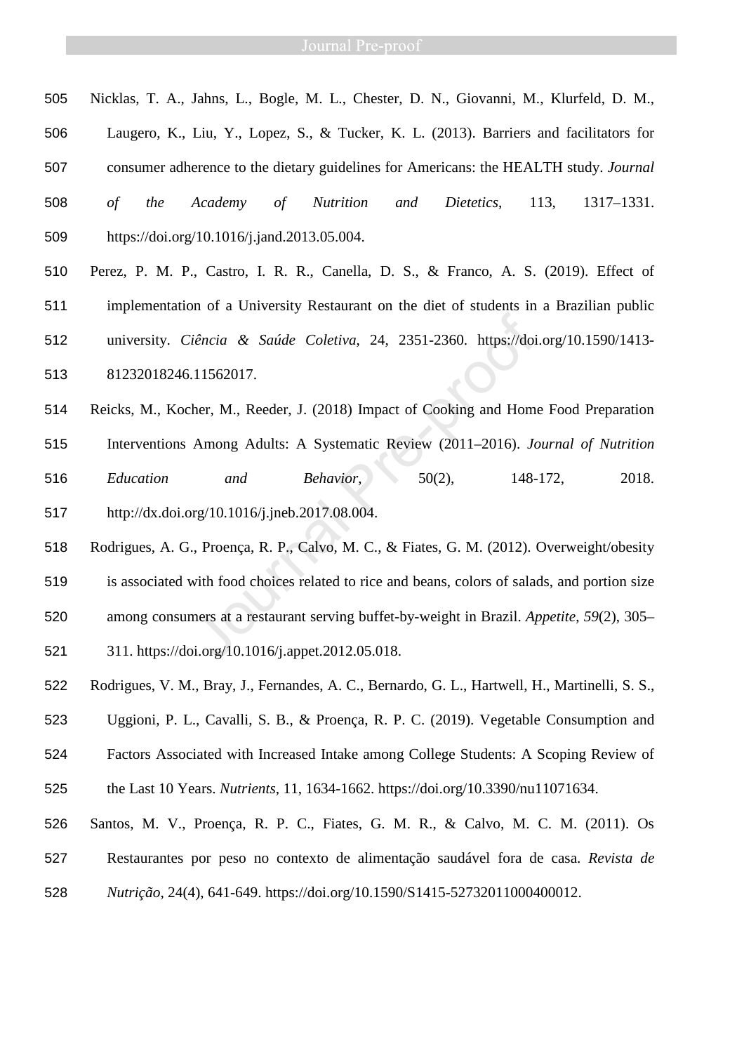Nicklas, T. A., Jahns, L., Bogle, M. L., Chester, D. N., Giovanni, M., Klurfeld, D. M., Laugero, K., Liu, Y., Lopez, S., & Tucker, K. L. (2013). Barriers and facilitators for consumer adherence to the dietary guidelines for Americans: the HEALTH study. *Journal of the Academy of Nutrition and Dietetics*, 113, 1317–1331. https://doi.org/10.1016/j.jand.2013.05.004.

Perez, P. M. P., Castro, I. R. R., Canella, D. S., & Franco, A. S. (2019). Effect of implementation of a University Restaurant on the diet of students in a Brazilian public university. *Ciência & Saúde Coletiva*, 24, 2351-2360. https://doi.org/10.1590/1413-81232018246.11562017.

Reicks, M., Kocher, M., Reeder, J. (2018) Impact of Cooking and Home Food Preparation Interventions Among Adults: A Systematic Review (2011–2016). *Journal of Nutrition Education and Behavior,* 50(2), 148-172, 2018. http://dx.doi.org/10.1016/j.jneb.2017.08.004.

Rodrigues, A. G., Proença, R. P., Calvo, M. C., & Fiates, G. M. (2012). Overweight/obesity is associated with food choices related to rice and beans, colors of salads, and portion size among consumers at a restaurant serving buffet-by-weight in Brazil. *Appetite*, *59*(2), 305–311. https://doi.org/10.1016/j.appet.2012.05.018.

Rodrigues, V. M., Bray, J., Fernandes, A. C., Bernardo, G. L., Hartwell, H., Martinelli, S. S., Uggioni, P. L., Cavalli, S. B., & Proença, R. P. C. (2019). Vegetable Consumption and Factors Associated with Increased Intake among College Students: A Scoping Review of the Last 10 Years. *Nutrients*, 11, 1634-1662. https://doi.org/10.3390/nu11071634.

Santos, M. V., Proença, R. P. C., Fiates, G. M. R., & Calvo, M. C. M. (2011). Os Restaurantes por peso no contexto de alimentação saudável fora de casa. *Revista de Nutrição*, 24(4), 641-649. https://doi.org/10.1590/S1415-52732011000400012.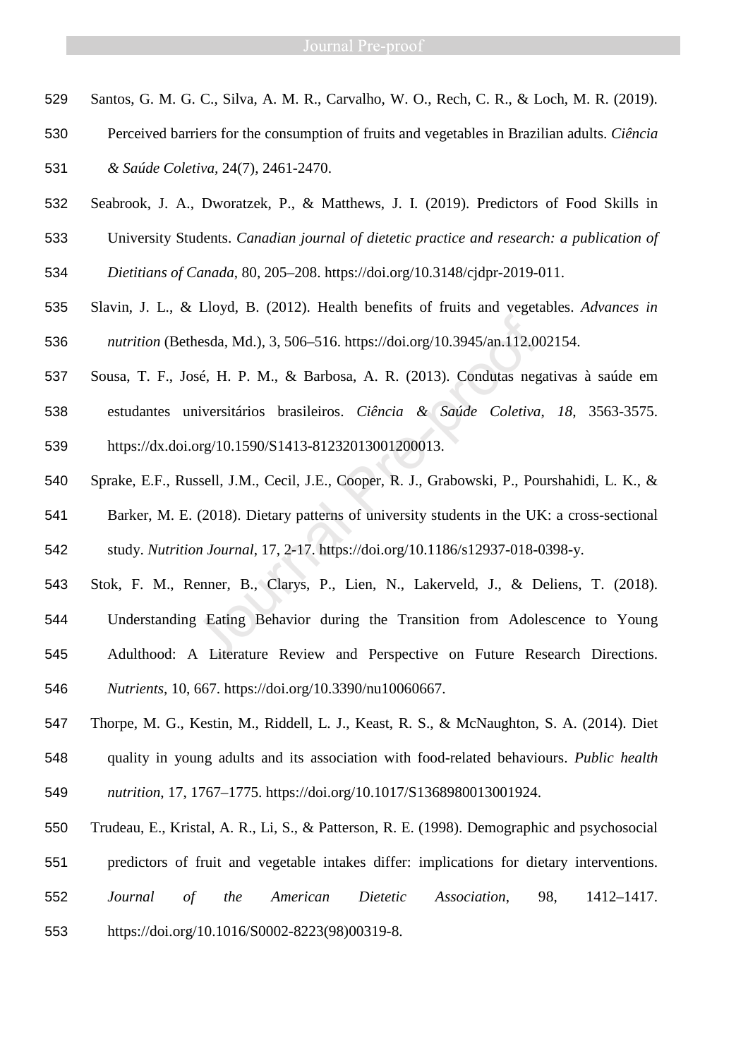Santos, G. M. G. C., Silva, A. M. R., Carvalho, W. O., Rech, C. R., & Loch, M. R. (2019). Perceived barriers for the consumption of fruits and vegetables in Brazilian adults. *Ciência & Saúde Coletiva*, 24(7), 2461-2470.

Seabrook, J. A., Dworatzek, P., & Matthews, J. I. (2019). Predictors of Food Skills in University Students. *Canadian journal of dietetic practice and research: a publication of Dietitians of Canada*, 80, 205–208. https://doi.org/10.3148/cjdpr-2019-011.

Slavin, J. L., & Lloyd, B. (2012). Health benefits of fruits and vegetables. *Advances in nutrition* (Bethesda, Md.), 3, 506–516. https://doi.org/10.3945/an.112.002154.

Sousa, T. F., José, H. P. M., & Barbosa, A. R. (2013). Condutas negativas à saúde em estudantes universitários brasileiros. *Ciência & Saúde Coletiva*, *18*, 3563-3575. https://dx.doi.org/10.1590/S1413-81232013001200013.

Sprake, E.F., Russell, J.M., Cecil, J.E., Cooper, R. J., Grabowski, P., Pourshahidi, L. K., & Barker, M. E. (2018). Dietary patterns of university students in the UK: a cross-sectional study. *Nutrition Journal*, 17, 2-17. https://doi.org/10.1186/s12937-018-0398-y.

Stok, F. M., Renner, B., Clarys, P., Lien, N., Lakerveld, J., & Deliens, T. (2018). Understanding Eating Behavior during the Transition from Adolescence to Young Adulthood: A Literature Review and Perspective on Future Research Directions. *Nutrients*, 10, 667. https://doi.org/10.3390/nu10060667.

Thorpe, M. G., Kestin, M., Riddell, L. J., Keast, R. S., & McNaughton, S. A. (2014). Diet quality in young adults and its association with food-related behaviours. *Public health nutrition*, 17, 1767–1775. https://doi.org/10.1017/S1368980013001924.

Trudeau, E., Kristal, A. R., Li, S., & Patterson, R. E. (1998). Demographic and psychosocial predictors of fruit and vegetable intakes differ: implications for dietary interventions. *Journal of the American Dietetic Association*, 98, 1412–1417. https://doi.org/10.1016/S0002-8223(98)00319-8.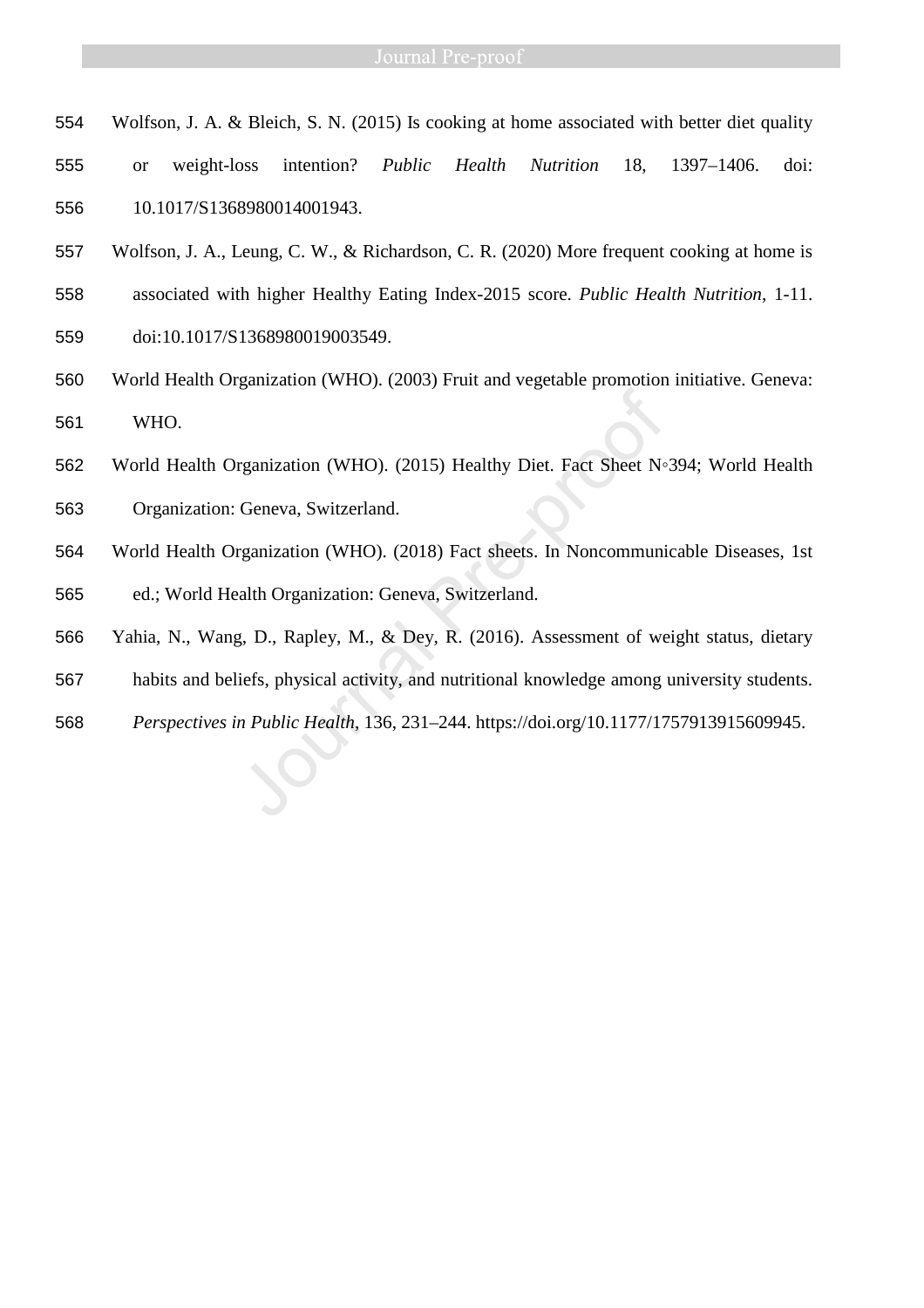Wolfson, J. A. & Bleich, S. N. (2015) Is cooking at home associated with better diet quality or weight-loss intention? *Public Health Nutrition* 18, 1397–1406. doi: 10.1017/S1368980014001943.

Wolfson, J. A., Leung, C. W., & Richardson, C. R. (2020) More frequent cooking at home is associated with higher Healthy Eating Index-2015 score. *Public Health Nutrition*, 1-11. doi:10.1017/S1368980019003549.

World Health Organization (WHO). (2003) Fruit and vegetable promotion initiative. Geneva: WHO.

World Health Organization (WHO). (2015) Healthy Diet. Fact Sheet N◦394; World Health Organization: Geneva, Switzerland.

World Health Organization (WHO). (2018) Fact sheets. In Noncommunicable Diseases, 1st ed.; World Health Organization: Geneva, Switzerland.

Yahia, N., Wang, D., Rapley, M., & Dey, R. (2016). Assessment of weight status, dietary habits and beliefs, physical activity, and nutritional knowledge among university students. *Perspectives in Public Health*, 136, 231–244. https://doi.org/10.1177/1757913915609945.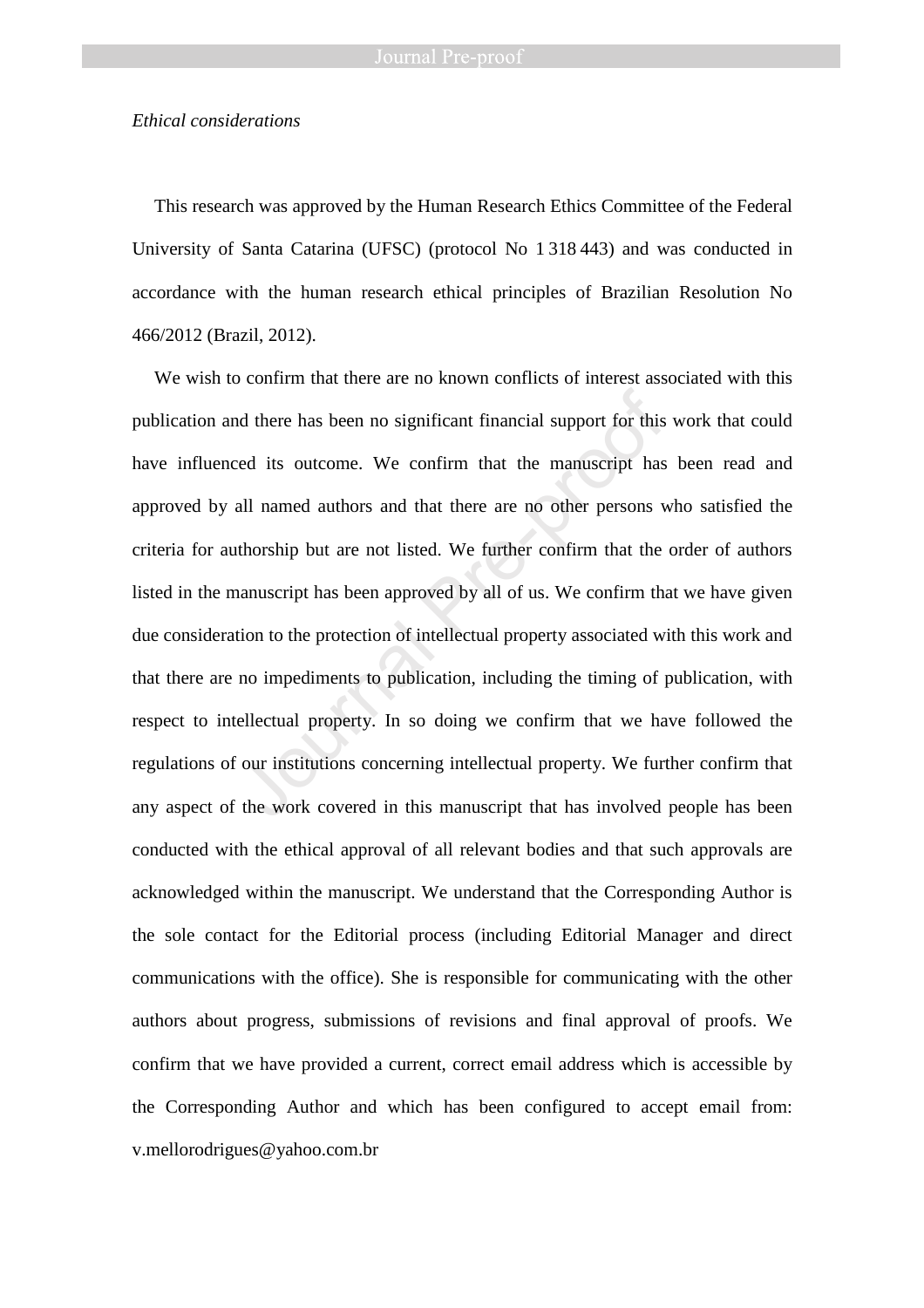*Ethical considerations*

This research was approved by the Human Research Ethics Committee of the Federal University of Santa Catarina (UFSC) (protocol No 1 318 443) and was conducted in accordance with the human research ethical principles of Brazilian Resolution No 466/2012 (Brazil, 2012).

We wish to confirm that there are no known conflicts of interest associated with this publication and there has been no significant financial support for this work that could have influenced its outcome. We confirm that the manuscript has been read and approved by all named authors and that there are no other persons who satisfied the criteria for authorship but are not listed. We further confirm that the order of authors listed in the manuscript has been approved by all of us. We confirm that we have given due consideration to the protection of intellectual property associated with this work and that there are no impediments to publication, including the timing of publication, with respect to intellectual property. In so doing we confirm that we have followed the regulations of our institutions concerning intellectual property. We further confirm that any aspect of the work covered in this manuscript that has involved people has been conducted with the ethical approval of all relevant bodies and that such approvals are acknowledged within the manuscript. We understand that the Corresponding Author is the sole contact for the Editorial process (including Editorial Manager and direct communications with the office). She is responsible for communicating with the other authors about progress, submissions of revisions and final approval of proofs. We confirm that we have provided a current, correct email address which is accessible by the Corresponding Author and which has been configured to accept email from: v.mellorodrigues@yahoo.com.br